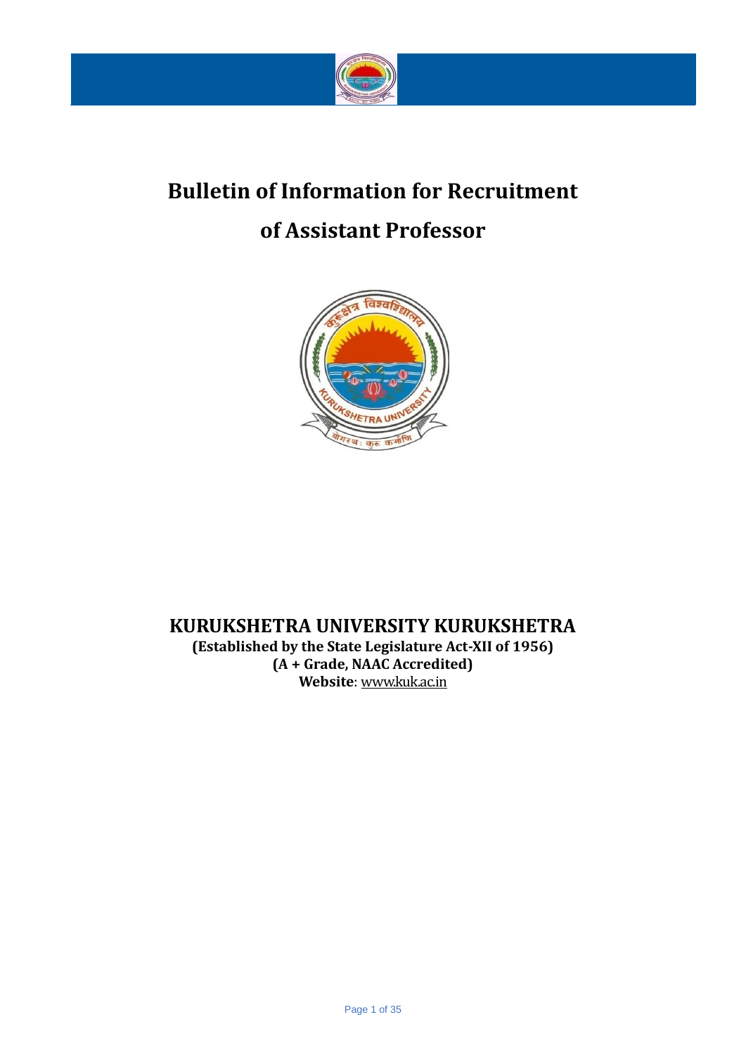# Bulletin of Information for Recruitment of Assistant Professor

## KURUKSHETRA UNIVERSITY KURUKSHETRA

**(Established by the State Legislature Act-XII of 1956)**

**(A + Grade, NAAC Accredited)**

**Website**: www.kuk.ac.in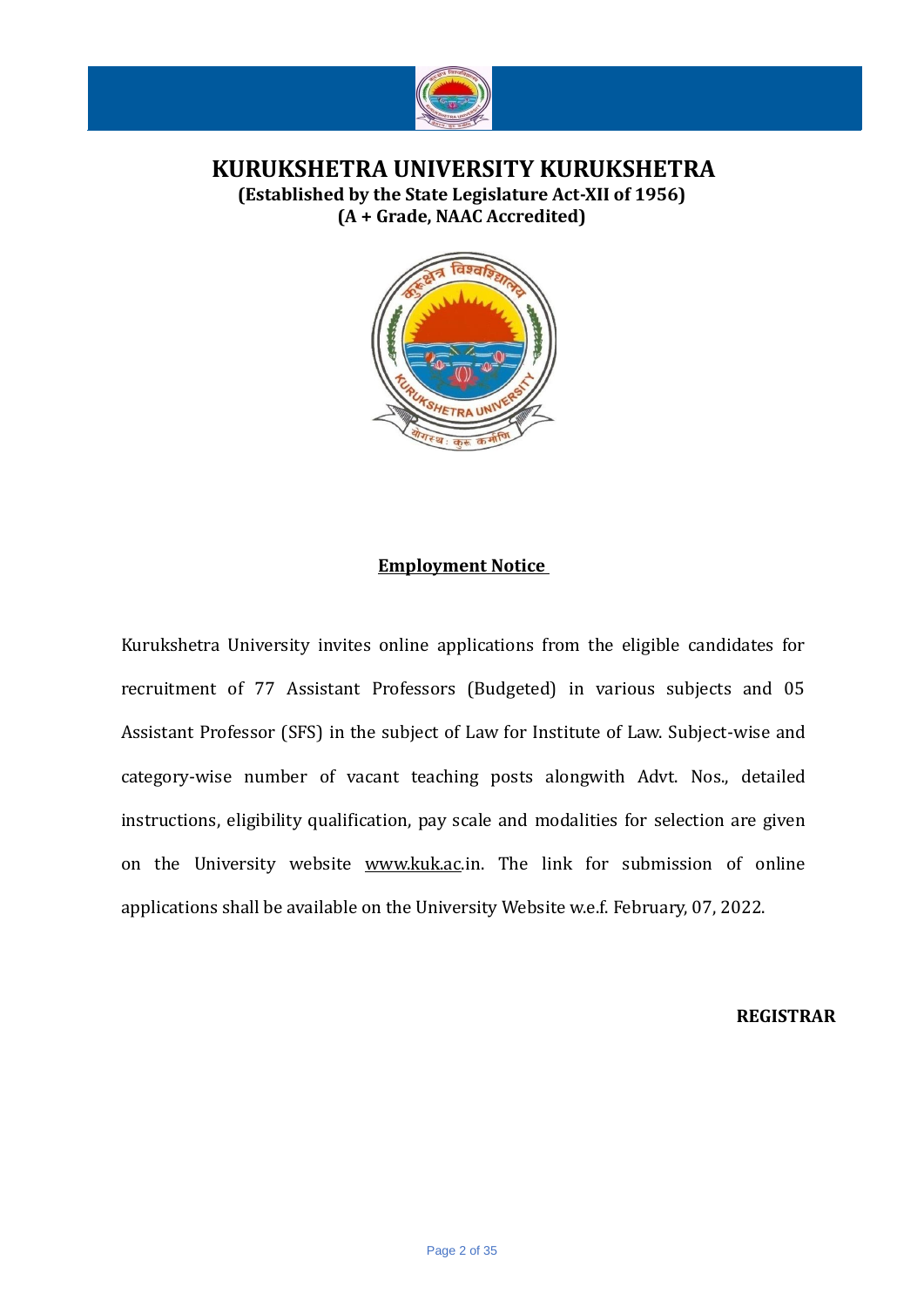# KURUKSHETRA UNIVERSITY KURUKSHETRA

**(Established by the State Legislature Act-XII of 1956)**
**(A + Grade, NAAC Accredited)**

## Employment Notice

Kurukshetra University invites online applications from the eligible candidates for recruitment of 77 Assistant Professors (Budgeted) in various subjects and 05 Assistant Professor (SFS) in the subject of Law for Institute of Law. Subject-wise and category-wise number of vacant teaching posts alongwith Advt. Nos., detailed instructions, eligibility qualification, pay scale and modalities for selection are given on the University website www.kuk.ac.in. The link for submission of online applications shall be available on the University Website w.e.f. February, 07, 2022.

**REGISTRAR**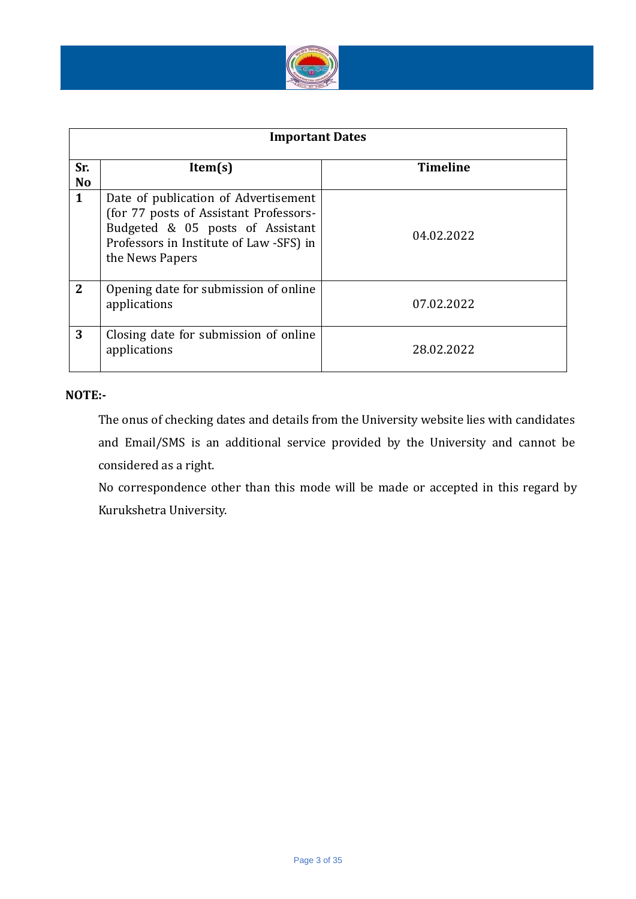| Important Dates | | |
|---|---|---|
| **Sr. No** | **Item(s)** | **Timeline** |
| **1** | Date of publication of Advertisement (for 77 posts of Assistant Professors-Budgeted & 05 posts of Assistant Professors in Institute of Law -SFS) in the News Papers | 04.02.2022 |
| **2** | Opening date for submission of online applications | 07.02.2022 |
| **3** | Closing date for submission of online applications | 28.02.2022 |

**NOTE:-**

The onus of checking dates and details from the University website lies with candidates and Email/SMS is an additional service provided by the University and cannot be considered as a right.

No correspondence other than this mode will be made or accepted in this regard by Kurukshetra University.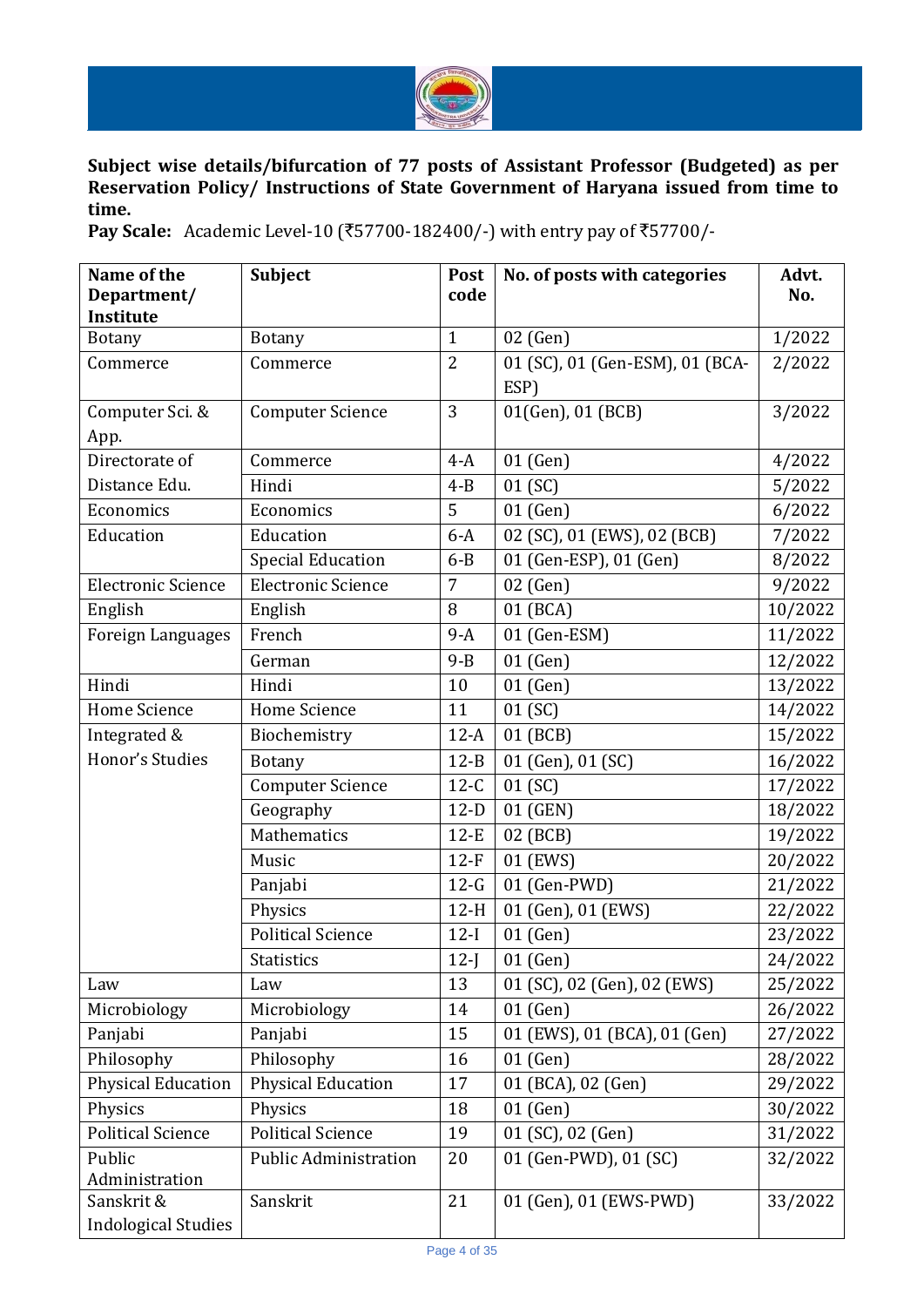**Subject wise details/bifurcation of 77 posts of Assistant Professor (Budgeted) as per Reservation Policy/ Instructions of State Government of Haryana issued from time to time.**

**Pay Scale:** Academic Level-10 (₹57700-182400/-) with entry pay of ₹57700/-

| Name of the Department/ Institute | Subject | Post code | No. of posts with categories | Advt. No. |
|---|---|---|---|---|
| Botany | Botany | 1 | 02 (Gen) | 1/2022 |
| Commerce | Commerce | 2 | 01 (SC), 01 (Gen-ESM), 01 (BCA-ESP) | 2/2022 |
| Computer Sci. & App. | Computer Science | 3 | 01(Gen), 01 (BCB) | 3/2022 |
| Directorate of Distance Edu. | Commerce | 4-A | 01 (Gen) | 4/2022 |
| | Hindi | 4-B | 01 (SC) | 5/2022 |
| Economics | Economics | 5 | 01 (Gen) | 6/2022 |
| Education | Education | 6-A | 02 (SC), 01 (EWS), 02 (BCB) | 7/2022 |
| | Special Education | 6-B | 01 (Gen-ESP), 01 (Gen) | 8/2022 |
| Electronic Science | Electronic Science | 7 | 02 (Gen) | 9/2022 |
| English | English | 8 | 01 (BCA) | 10/2022 |
| Foreign Languages | French | 9-A | 01 (Gen-ESM) | 11/2022 |
| | German | 9-B | 01 (Gen) | 12/2022 |
| Hindi | Hindi | 10 | 01 (Gen) | 13/2022 |
| Home Science | Home Science | 11 | 01 (SC) | 14/2022 |
| Integrated & Honor's Studies | Biochemistry | 12-A | 01 (BCB) | 15/2022 |
| | Botany | 12-B | 01 (Gen), 01 (SC) | 16/2022 |
| | Computer Science | 12-C | 01 (SC) | 17/2022 |
| | Geography | 12-D | 01 (GEN) | 18/2022 |
| | Mathematics | 12-E | 02 (BCB) | 19/2022 |
| | Music | 12-F | 01 (EWS) | 20/2022 |
| | Panjabi | 12-G | 01 (Gen-PWD) | 21/2022 |
| | Physics | 12-H | 01 (Gen), 01 (EWS) | 22/2022 |
| | Political Science | 12-I | 01 (Gen) | 23/2022 |
| | Statistics | 12-J | 01 (Gen) | 24/2022 |
| Law | Law | 13 | 01 (SC), 02 (Gen), 02 (EWS) | 25/2022 |
| Microbiology | Microbiology | 14 | 01 (Gen) | 26/2022 |
| Panjabi | Panjabi | 15 | 01 (EWS), 01 (BCA), 01 (Gen) | 27/2022 |
| Philosophy | Philosophy | 16 | 01 (Gen) | 28/2022 |
| Physical Education | Physical Education | 17 | 01 (BCA), 02 (Gen) | 29/2022 |
| Physics | Physics | 18 | 01 (Gen) | 30/2022 |
| Political Science | Political Science | 19 | 01 (SC), 02 (Gen) | 31/2022 |
| Public Administration | Public Administration | 20 | 01 (Gen-PWD), 01 (SC) | 32/2022 |
| Sanskrit & Indological Studies | Sanskrit | 21 | 01 (Gen), 01 (EWS-PWD) | 33/2022 |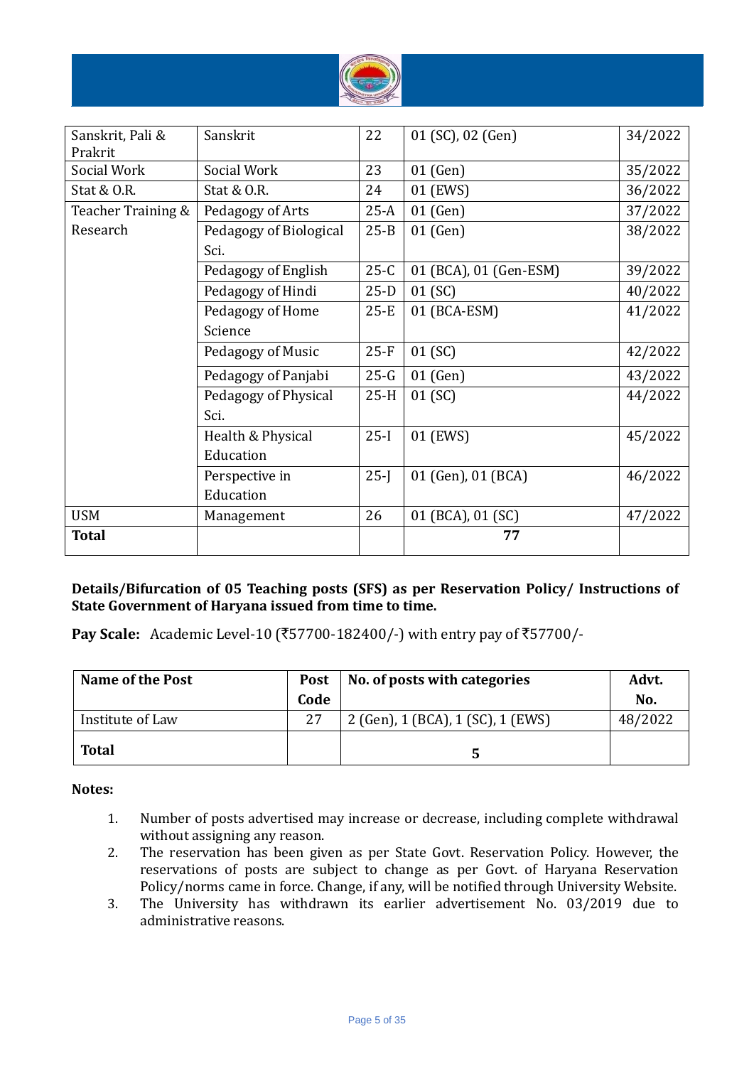| | | | | |
|---|---|---|---|---|
| Sanskrit, Pali & Prakrit | Sanskrit | 22 | 01 (SC), 02 (Gen) | 34/2022 |
| Social Work | Social Work | 23 | 01 (Gen) | 35/2022 |
| Stat & O.R. | Stat & O.R. | 24 | 01 (EWS) | 36/2022 |
| Teacher Training & Research | Pedagogy of Arts | 25-A | 01 (Gen) | 37/2022 |
| | Pedagogy of Biological Sci. | 25-B | 01 (Gen) | 38/2022 |
| | Pedagogy of English | 25-C | 01 (BCA), 01 (Gen-ESM) | 39/2022 |
| | Pedagogy of Hindi | 25-D | 01 (SC) | 40/2022 |
| | Pedagogy of Home Science | 25-E | 01 (BCA-ESM) | 41/2022 |
| | Pedagogy of Music | 25-F | 01 (SC) | 42/2022 |
| | Pedagogy of Panjabi | 25-G | 01 (Gen) | 43/2022 |
| | Pedagogy of Physical Sci. | 25-H | 01 (SC) | 44/2022 |
| | Health & Physical Education | 25-I | 01 (EWS) | 45/2022 |
| | Perspective in Education | 25-J | 01 (Gen), 01 (BCA) | 46/2022 |
| USM | Management | 26 | 01 (BCA), 01 (SC) | 47/2022 |
| **Total** | | | **77** | |

**Details/Bifurcation of 05 Teaching posts (SFS) as per Reservation Policy/ Instructions of State Government of Haryana issued from time to time.**

**Pay Scale:** Academic Level-10 (₹57700-182400/-) with entry pay of ₹57700/-

| Name of the Post | Post Code | No. of posts with categories | Advt. No. |
|---|---|---|---|
| Institute of Law | 27 | 2 (Gen), 1 (BCA), 1 (SC), 1 (EWS) | 48/2022 |
| **Total** | | **5** | |

**Notes:**

1. Number of posts advertised may increase or decrease, including complete withdrawal without assigning any reason.
2. The reservation has been given as per State Govt. Reservation Policy. However, the reservations of posts are subject to change as per Govt. of Haryana Reservation Policy/norms came in force. Change, if any, will be notified through University Website.
3. The University has withdrawn its earlier advertisement No. 03/2019 due to administrative reasons.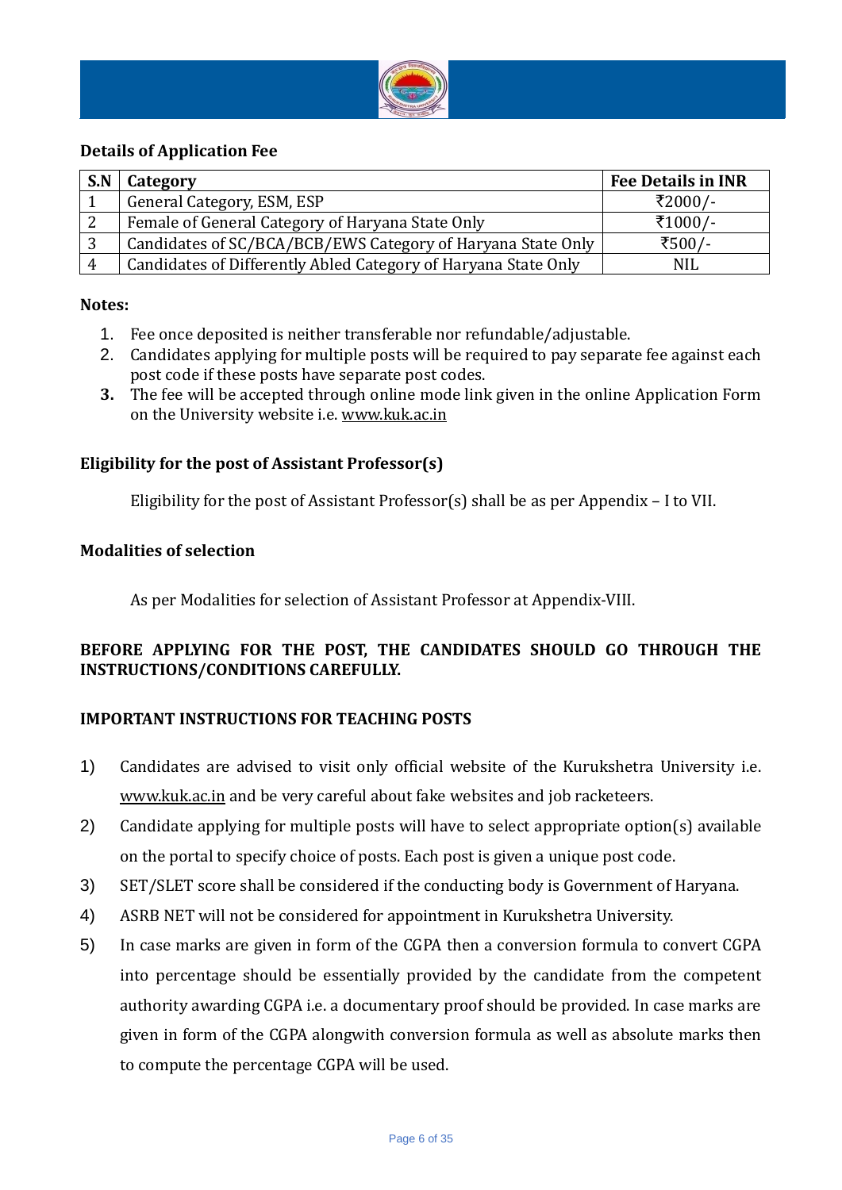### Details of Application Fee

| S.N | Category | Fee Details in INR |
|---|---|---|
| 1 | General Category, ESM, ESP | ₹2000/- |
| 2 | Female of General Category of Haryana State Only | ₹1000/- |
| 3 | Candidates of SC/BCA/BCB/EWS Category of Haryana State Only | ₹500/- |
| 4 | Candidates of Differently Abled Category of Haryana State Only | NIL |

**Notes:**

1. Fee once deposited is neither transferable nor refundable/adjustable.
2. Candidates applying for multiple posts will be required to pay separate fee against each post code if these posts have separate post codes.
3. The fee will be accepted through online mode link given in the online Application Form on the University website i.e. www.kuk.ac.in

### Eligibility for the post of Assistant Professor(s)

Eligibility for the post of Assistant Professor(s) shall be as per Appendix – I to VII.

### Modalities of selection

As per Modalities for selection of Assistant Professor at Appendix-VIII.

**BEFORE APPLYING FOR THE POST, THE CANDIDATES SHOULD GO THROUGH THE INSTRUCTIONS/CONDITIONS CAREFULLY.**

### IMPORTANT INSTRUCTIONS FOR TEACHING POSTS

1) Candidates are advised to visit only official website of the Kurukshetra University i.e. www.kuk.ac.in and be very careful about fake websites and job racketeers.
2) Candidate applying for multiple posts will have to select appropriate option(s) available on the portal to specify choice of posts. Each post is given a unique post code.
3) SET/SLET score shall be considered if the conducting body is Government of Haryana.
4) ASRB NET will not be considered for appointment in Kurukshetra University.
5) In case marks are given in form of the CGPA then a conversion formula to convert CGPA into percentage should be essentially provided by the candidate from the competent authority awarding CGPA i.e. a documentary proof should be provided. In case marks are given in form of the CGPA alongwith conversion formula as well as absolute marks then to compute the percentage CGPA will be used.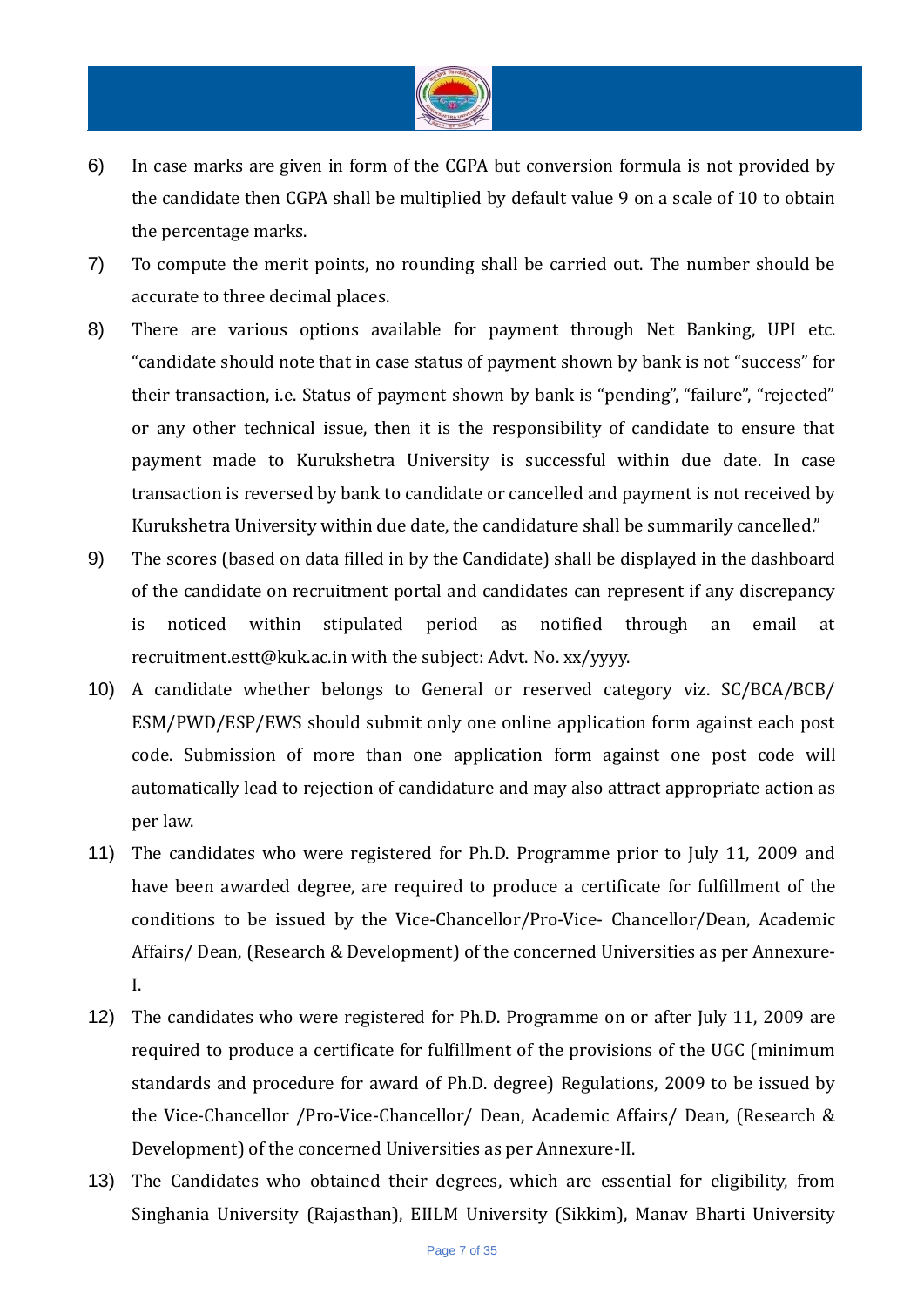6) In case marks are given in form of the CGPA but conversion formula is not provided by the candidate then CGPA shall be multiplied by default value 9 on a scale of 10 to obtain the percentage marks.

7) To compute the merit points, no rounding shall be carried out. The number should be accurate to three decimal places.

8) There are various options available for payment through Net Banking, UPI etc. "candidate should note that in case status of payment shown by bank is not "success" for their transaction, i.e. Status of payment shown by bank is "pending", "failure", "rejected" or any other technical issue, then it is the responsibility of candidate to ensure that payment made to Kurukshetra University is successful within due date. In case transaction is reversed by bank to candidate or cancelled and payment is not received by Kurukshetra University within due date, the candidature shall be summarily cancelled."

9) The scores (based on data filled in by the Candidate) shall be displayed in the dashboard of the candidate on recruitment portal and candidates can represent if any discrepancy is noticed within stipulated period as notified through an email at recruitment.estt@kuk.ac.in with the subject: Advt. No. xx/yyyy.

10) A candidate whether belongs to General or reserved category viz. SC/BCA/BCB/ ESM/PWD/ESP/EWS should submit only one online application form against each post code. Submission of more than one application form against one post code will automatically lead to rejection of candidature and may also attract appropriate action as per law.

11) The candidates who were registered for Ph.D. Programme prior to July 11, 2009 and have been awarded degree, are required to produce a certificate for fulfillment of the conditions to be issued by the Vice-Chancellor/Pro-Vice- Chancellor/Dean, Academic Affairs/ Dean, (Research & Development) of the concerned Universities as per Annexure-I.

12) The candidates who were registered for Ph.D. Programme on or after July 11, 2009 are required to produce a certificate for fulfillment of the provisions of the UGC (minimum standards and procedure for award of Ph.D. degree) Regulations, 2009 to be issued by the Vice-Chancellor /Pro-Vice-Chancellor/ Dean, Academic Affairs/ Dean, (Research & Development) of the concerned Universities as per Annexure-II.

13) The Candidates who obtained their degrees, which are essential for eligibility, from Singhania University (Rajasthan), EIILM University (Sikkim), Manav Bharti University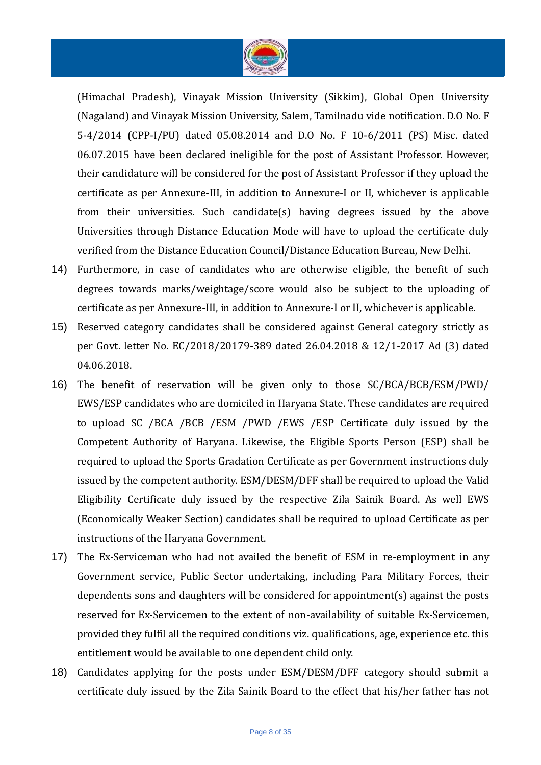(Himachal Pradesh), Vinayak Mission University (Sikkim), Global Open University (Nagaland) and Vinayak Mission University, Salem, Tamilnadu vide notification. D.O No. F 5-4/2014 (CPP-I/PU) dated 05.08.2014 and D.O No. F 10-6/2011 (PS) Misc. dated 06.07.2015 have been declared ineligible for the post of Assistant Professor. However, their candidature will be considered for the post of Assistant Professor if they upload the certificate as per Annexure-III, in addition to Annexure-I or II, whichever is applicable from their universities. Such candidate(s) having degrees issued by the above Universities through Distance Education Mode will have to upload the certificate duly verified from the Distance Education Council/Distance Education Bureau, New Delhi.

14) Furthermore, in case of candidates who are otherwise eligible, the benefit of such degrees towards marks/weightage/score would also be subject to the uploading of certificate as per Annexure-III, in addition to Annexure-I or II, whichever is applicable.

15) Reserved category candidates shall be considered against General category strictly as per Govt. letter No. EC/2018/20179-389 dated 26.04.2018 & 12/1-2017 Ad (3) dated 04.06.2018.

16) The benefit of reservation will be given only to those SC/BCA/BCB/ESM/PWD/ EWS/ESP candidates who are domiciled in Haryana State. These candidates are required to upload SC /BCA /BCB /ESM /PWD /EWS /ESP Certificate duly issued by the Competent Authority of Haryana. Likewise, the Eligible Sports Person (ESP) shall be required to upload the Sports Gradation Certificate as per Government instructions duly issued by the competent authority. ESM/DESM/DFF shall be required to upload the Valid Eligibility Certificate duly issued by the respective Zila Sainik Board. As well EWS (Economically Weaker Section) candidates shall be required to upload Certificate as per instructions of the Haryana Government.

17) The Ex-Serviceman who had not availed the benefit of ESM in re-employment in any Government service, Public Sector undertaking, including Para Military Forces, their dependents sons and daughters will be considered for appointment(s) against the posts reserved for Ex-Servicemen to the extent of non-availability of suitable Ex-Servicemen, provided they fulfil all the required conditions viz. qualifications, age, experience etc. this entitlement would be available to one dependent child only.

18) Candidates applying for the posts under ESM/DESM/DFF category should submit a certificate duly issued by the Zila Sainik Board to the effect that his/her father has not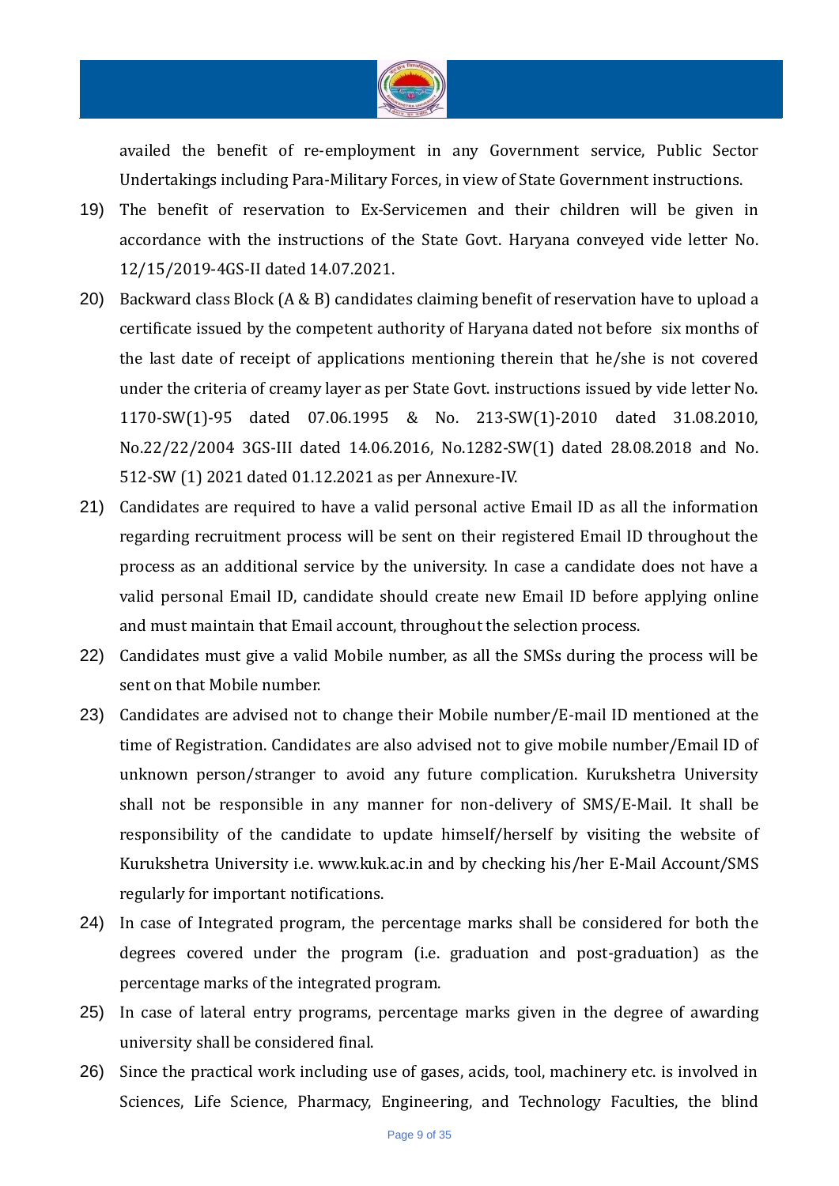availed the benefit of re-employment in any Government service, Public Sector Undertakings including Para-Military Forces, in view of State Government instructions.

19) The benefit of reservation to Ex-Servicemen and their children will be given in accordance with the instructions of the State Govt. Haryana conveyed vide letter No. 12/15/2019-4GS-II dated 14.07.2021.

20) Backward class Block (A & B) candidates claiming benefit of reservation have to upload a certificate issued by the competent authority of Haryana dated not before six months of the last date of receipt of applications mentioning therein that he/she is not covered under the criteria of creamy layer as per State Govt. instructions issued by vide letter No. 1170-SW(1)-95 dated 07.06.1995 & No. 213-SW(1)-2010 dated 31.08.2010, No.22/22/2004 3GS-III dated 14.06.2016, No.1282-SW(1) dated 28.08.2018 and No. 512-SW (1) 2021 dated 01.12.2021 as per Annexure-IV.

21) Candidates are required to have a valid personal active Email ID as all the information regarding recruitment process will be sent on their registered Email ID throughout the process as an additional service by the university. In case a candidate does not have a valid personal Email ID, candidate should create new Email ID before applying online and must maintain that Email account, throughout the selection process.

22) Candidates must give a valid Mobile number, as all the SMSs during the process will be sent on that Mobile number.

23) Candidates are advised not to change their Mobile number/E-mail ID mentioned at the time of Registration. Candidates are also advised not to give mobile number/Email ID of unknown person/stranger to avoid any future complication. Kurukshetra University shall not be responsible in any manner for non-delivery of SMS/E-Mail. It shall be responsibility of the candidate to update himself/herself by visiting the website of Kurukshetra University i.e. www.kuk.ac.in and by checking his/her E-Mail Account/SMS regularly for important notifications.

24) In case of Integrated program, the percentage marks shall be considered for both the degrees covered under the program (i.e. graduation and post-graduation) as the percentage marks of the integrated program.

25) In case of lateral entry programs, percentage marks given in the degree of awarding university shall be considered final.

26) Since the practical work including use of gases, acids, tool, machinery etc. is involved in Sciences, Life Science, Pharmacy, Engineering, and Technology Faculties, the blind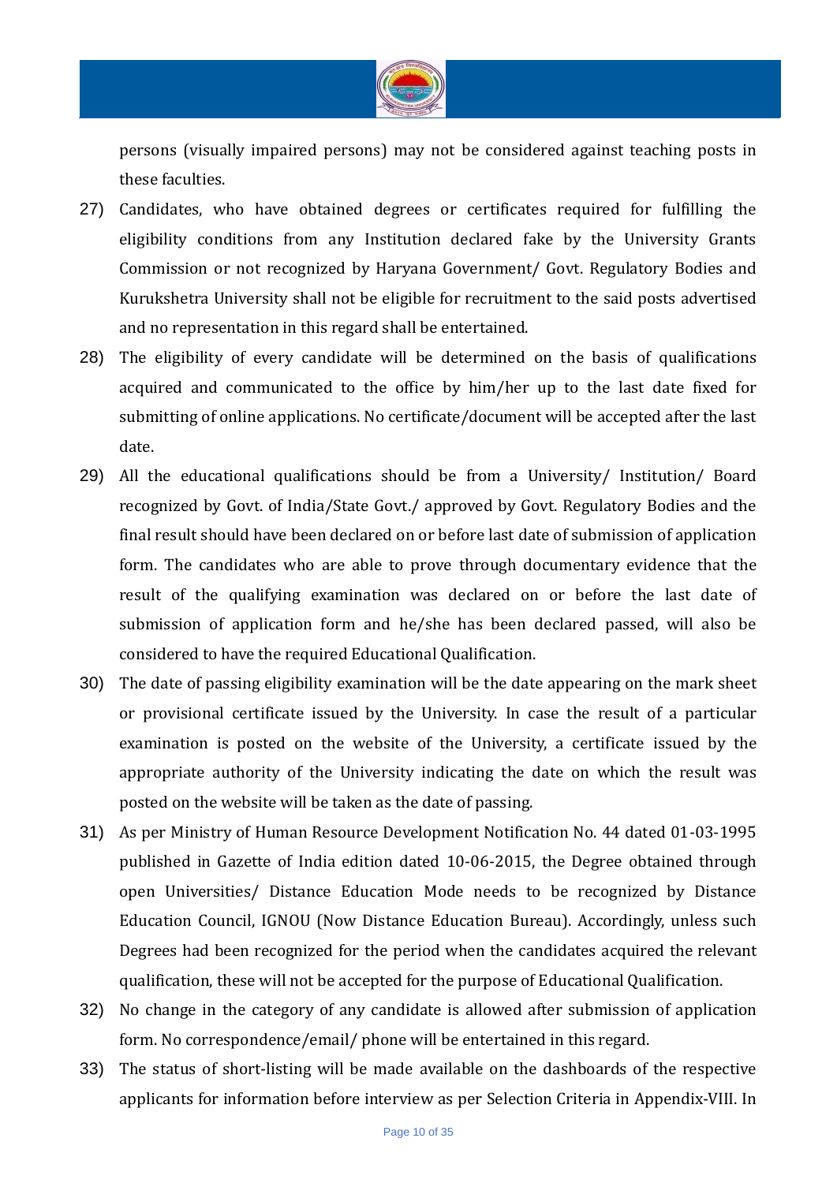persons (visually impaired persons) may not be considered against teaching posts in these faculties.

27) Candidates, who have obtained degrees or certificates required for fulfilling the eligibility conditions from any Institution declared fake by the University Grants Commission or not recognized by Haryana Government/ Govt. Regulatory Bodies and Kurukshetra University shall not be eligible for recruitment to the said posts advertised and no representation in this regard shall be entertained.

28) The eligibility of every candidate will be determined on the basis of qualifications acquired and communicated to the office by him/her up to the last date fixed for submitting of online applications. No certificate/document will be accepted after the last date.

29) All the educational qualifications should be from a University/ Institution/ Board recognized by Govt. of India/State Govt./ approved by Govt. Regulatory Bodies and the final result should have been declared on or before last date of submission of application form. The candidates who are able to prove through documentary evidence that the result of the qualifying examination was declared on or before the last date of submission of application form and he/she has been declared passed, will also be considered to have the required Educational Qualification.

30) The date of passing eligibility examination will be the date appearing on the mark sheet or provisional certificate issued by the University. In case the result of a particular examination is posted on the website of the University, a certificate issued by the appropriate authority of the University indicating the date on which the result was posted on the website will be taken as the date of passing.

31) As per Ministry of Human Resource Development Notification No. 44 dated 01-03-1995 published in Gazette of India edition dated 10-06-2015, the Degree obtained through open Universities/ Distance Education Mode needs to be recognized by Distance Education Council, IGNOU (Now Distance Education Bureau). Accordingly, unless such Degrees had been recognized for the period when the candidates acquired the relevant qualification, these will not be accepted for the purpose of Educational Qualification.

32) No change in the category of any candidate is allowed after submission of application form. No correspondence/email/ phone will be entertained in this regard.

33) The status of short-listing will be made available on the dashboards of the respective applicants for information before interview as per Selection Criteria in Appendix-VIII. In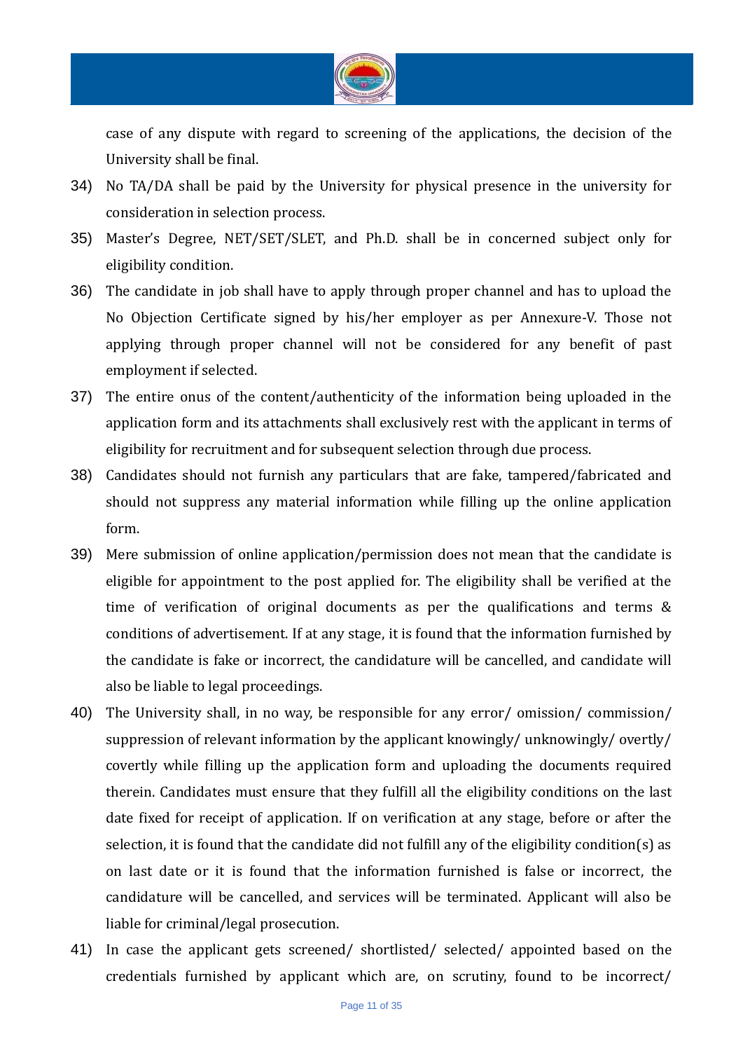case of any dispute with regard to screening of the applications, the decision of the University shall be final.

34) No TA/DA shall be paid by the University for physical presence in the university for consideration in selection process.

35) Master's Degree, NET/SET/SLET, and Ph.D. shall be in concerned subject only for eligibility condition.

36) The candidate in job shall have to apply through proper channel and has to upload the No Objection Certificate signed by his/her employer as per Annexure-V. Those not applying through proper channel will not be considered for any benefit of past employment if selected.

37) The entire onus of the content/authenticity of the information being uploaded in the application form and its attachments shall exclusively rest with the applicant in terms of eligibility for recruitment and for subsequent selection through due process.

38) Candidates should not furnish any particulars that are fake, tampered/fabricated and should not suppress any material information while filling up the online application form.

39) Mere submission of online application/permission does not mean that the candidate is eligible for appointment to the post applied for. The eligibility shall be verified at the time of verification of original documents as per the qualifications and terms & conditions of advertisement. If at any stage, it is found that the information furnished by the candidate is fake or incorrect, the candidature will be cancelled, and candidate will also be liable to legal proceedings.

40) The University shall, in no way, be responsible for any error/ omission/ commission/ suppression of relevant information by the applicant knowingly/ unknowingly/ overtly/ covertly while filling up the application form and uploading the documents required therein. Candidates must ensure that they fulfill all the eligibility conditions on the last date fixed for receipt of application. If on verification at any stage, before or after the selection, it is found that the candidate did not fulfill any of the eligibility condition(s) as on last date or it is found that the information furnished is false or incorrect, the candidature will be cancelled, and services will be terminated. Applicant will also be liable for criminal/legal prosecution.

41) In case the applicant gets screened/ shortlisted/ selected/ appointed based on the credentials furnished by applicant which are, on scrutiny, found to be incorrect/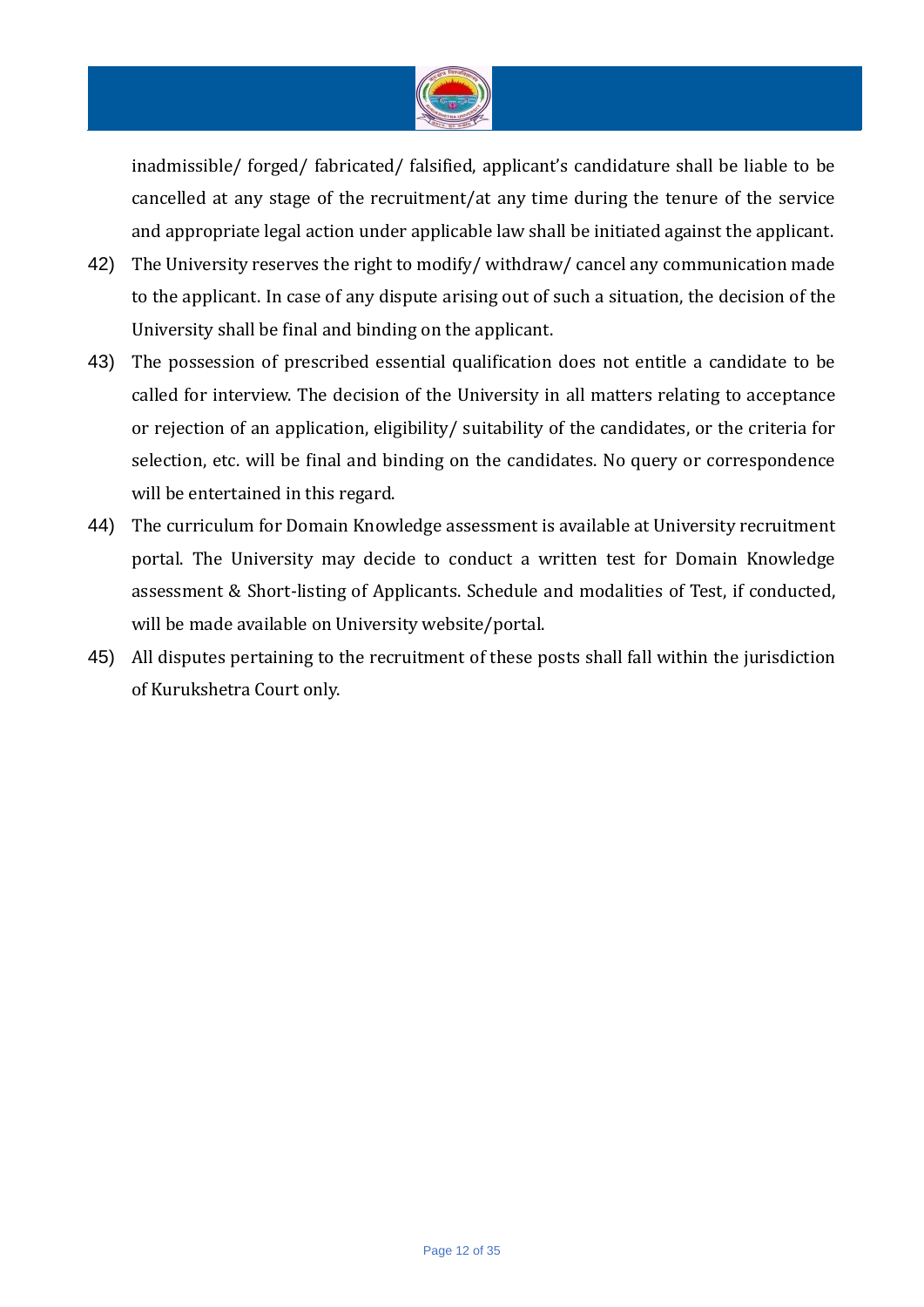inadmissible/ forged/ fabricated/ falsified, applicant's candidature shall be liable to be cancelled at any stage of the recruitment/at any time during the tenure of the service and appropriate legal action under applicable law shall be initiated against the applicant.

42) The University reserves the right to modify/ withdraw/ cancel any communication made to the applicant. In case of any dispute arising out of such a situation, the decision of the University shall be final and binding on the applicant.

43) The possession of prescribed essential qualification does not entitle a candidate to be called for interview. The decision of the University in all matters relating to acceptance or rejection of an application, eligibility/ suitability of the candidates, or the criteria for selection, etc. will be final and binding on the candidates. No query or correspondence will be entertained in this regard.

44) The curriculum for Domain Knowledge assessment is available at University recruitment portal. The University may decide to conduct a written test for Domain Knowledge assessment & Short-listing of Applicants. Schedule and modalities of Test, if conducted, will be made available on University website/portal.

45) All disputes pertaining to the recruitment of these posts shall fall within the jurisdiction of Kurukshetra Court only.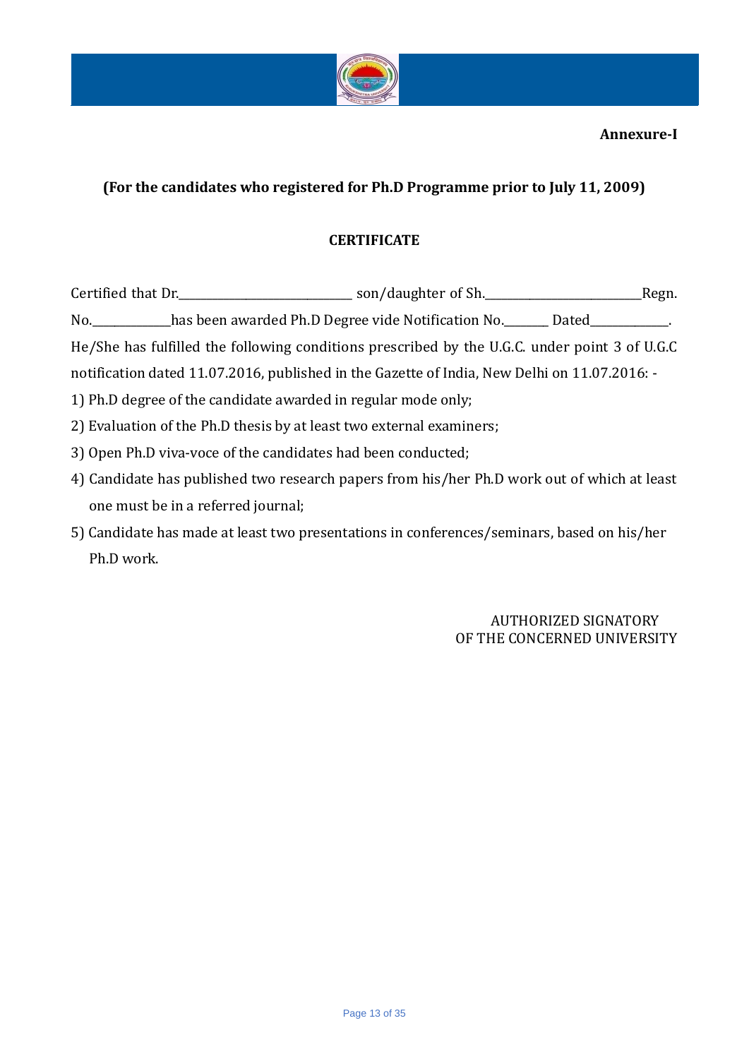**Annexure-I**

**(For the candidates who registered for Ph.D Programme prior to July 11, 2009)**

**CERTIFICATE**

Certified that Dr.____________________________ son/daughter of Sh.__________________________Regn. No.____________has been awarded Ph.D Degree vide Notification No._______ Dated____________. He/She has fulfilled the following conditions prescribed by the U.G.C. under point 3 of U.G.C notification dated 11.07.2016, published in the Gazette of India, New Delhi on 11.07.2016: -

1) Ph.D degree of the candidate awarded in regular mode only;
2) Evaluation of the Ph.D thesis by at least two external examiners;
3) Open Ph.D viva-voce of the candidates had been conducted;
4) Candidate has published two research papers from his/her Ph.D work out of which at least one must be in a referred journal;
5) Candidate has made at least two presentations in conferences/seminars, based on his/her Ph.D work.

AUTHORIZED SIGNATORY
OF THE CONCERNED UNIVERSITY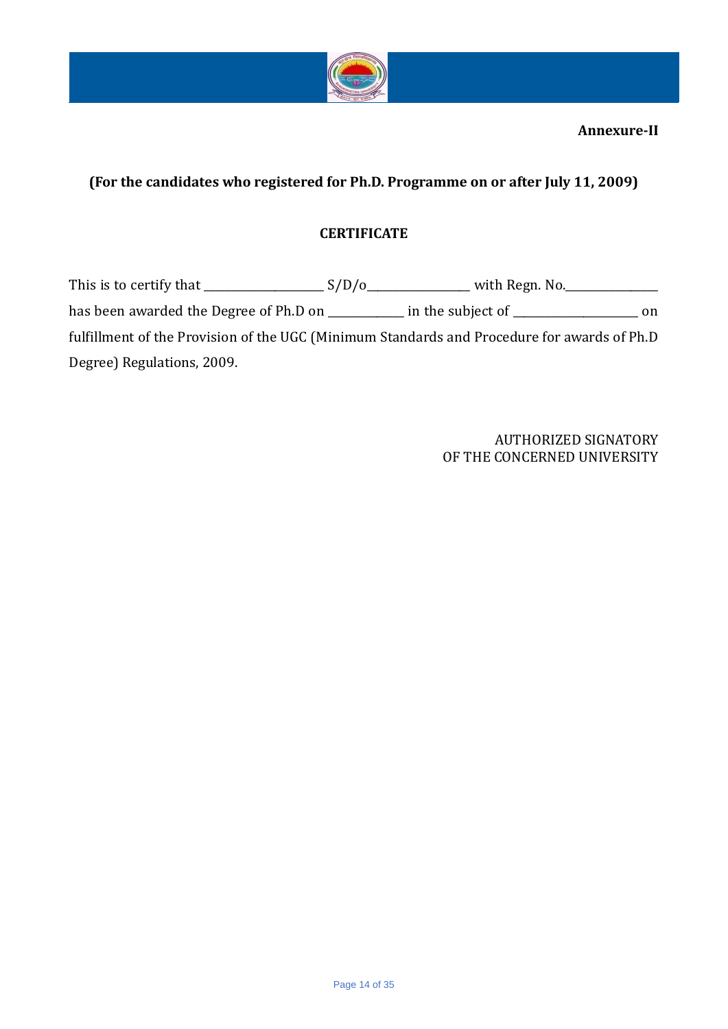**Annexure-II**

**(For the candidates who registered for Ph.D. Programme on or after July 11, 2009)**

**CERTIFICATE**

This is to certify that ____________________ S/D/o__________________ with Regn. No.________________ has been awarded the Degree of Ph.D on _____________ in the subject of ______________________ on fulfillment of the Provision of the UGC (Minimum Standards and Procedure for awards of Ph.D Degree) Regulations, 2009.

AUTHORIZED SIGNATORY
OF THE CONCERNED UNIVERSITY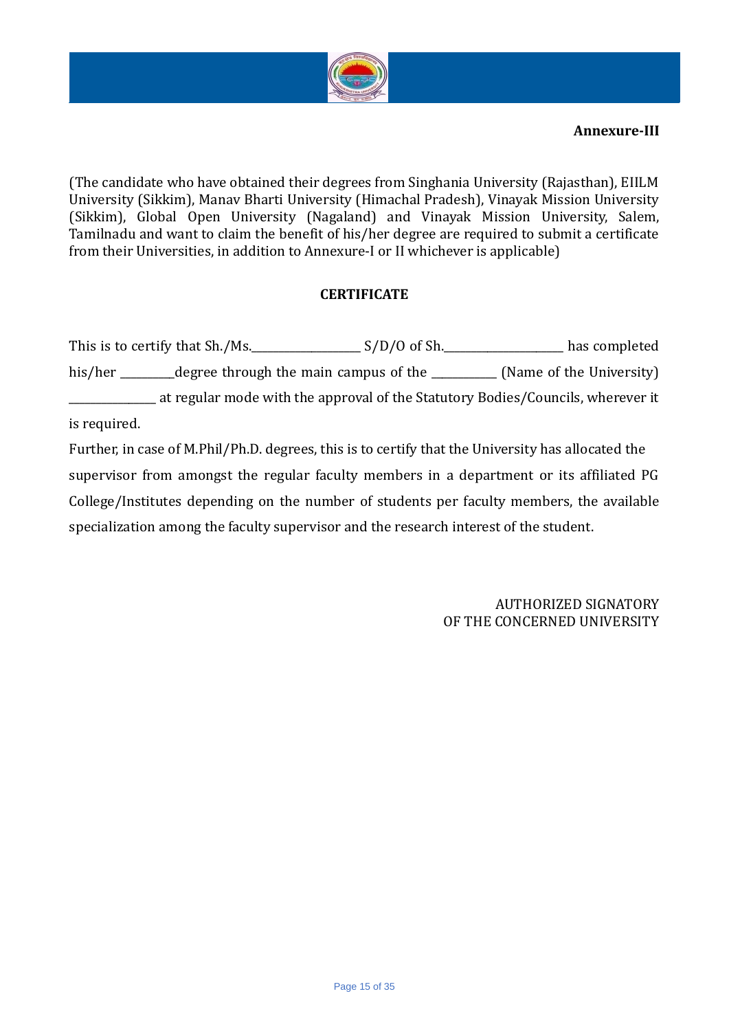**Annexure-III**

(The candidate who have obtained their degrees from Singhania University (Rajasthan), EIILM University (Sikkim), Manav Bharti University (Himachal Pradesh), Vinayak Mission University (Sikkim), Global Open University (Nagaland) and Vinayak Mission University, Salem, Tamilnadu and want to claim the benefit of his/her degree are required to submit a certificate from their Universities, in addition to Annexure-I or II whichever is applicable)

## CERTIFICATE

This is to certify that Sh./Ms.__________________ S/D/O of Sh.____________________ has completed his/her _________degree through the main campus of the ___________ (Name of the University) _______________ at regular mode with the approval of the Statutory Bodies/Councils, wherever it is required.

Further, in case of M.Phil/Ph.D. degrees, this is to certify that the University has allocated the supervisor from amongst the regular faculty members in a department or its affiliated PG College/Institutes depending on the number of students per faculty members, the available specialization among the faculty supervisor and the research interest of the student.

AUTHORIZED SIGNATORY
OF THE CONCERNED UNIVERSITY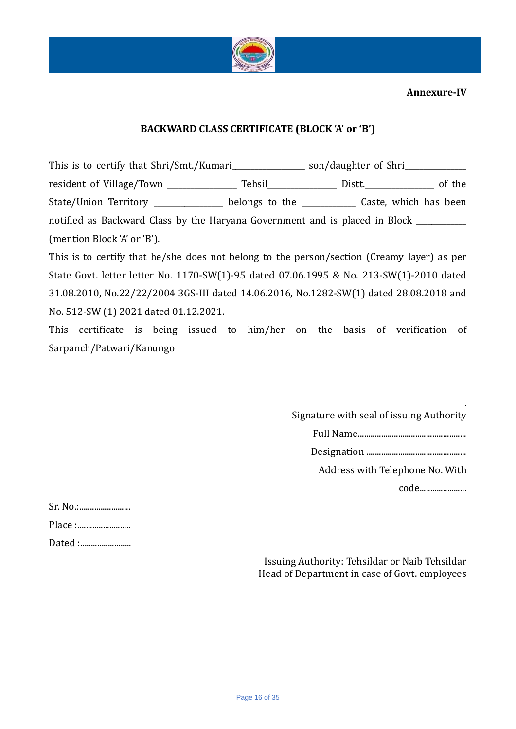**Annexure-IV**

## BACKWARD CLASS CERTIFICATE (BLOCK 'A' or 'B')

This is to certify that Shri/Smt./Kumari__________________ son/daughter of Shri_______________ resident of Village/Town _________________ Tehsil_________________ Distt._________________ of the State/Union Territory _________________ belongs to the _____________ Caste, which has been notified as Backward Class by the Haryana Government and is placed in Block ____________ (mention Block 'A' or 'B').

This is to certify that he/she does not belong to the person/section (Creamy layer) as per State Govt. letter letter No. 1170-SW(1)-95 dated 07.06.1995 & No. 213-SW(1)-2010 dated 31.08.2010, No.22/22/2004 3GS-III dated 14.06.2016, No.1282-SW(1) dated 28.08.2018 and No. 512-SW (1) 2021 dated 01.12.2021.

This certificate is being issued to him/her on the basis of verification of Sarpanch/Patwari/Kanungo

Signature with seal of issuing Authority

Full Name....................................................

Designation ...............................................

Address with Telephone No. With code......................

Sr. No.:........................

Place :.........................

Dated :........................

Issuing Authority: Tehsildar or Naib Tehsildar
Head of Department in case of Govt. employees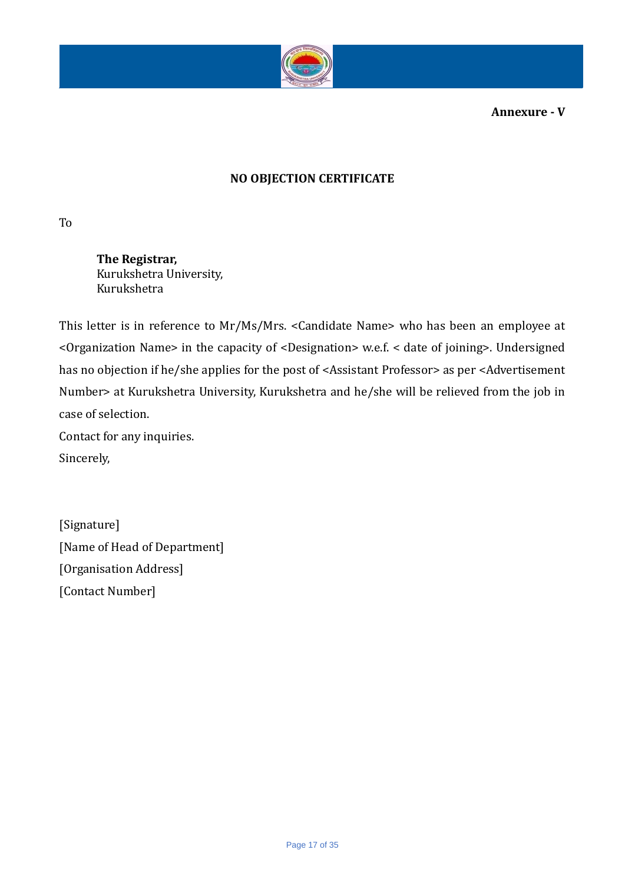**Annexure - V**

**NO OBJECTION CERTIFICATE**

To

**The Registrar,**
Kurukshetra University,
Kurukshetra

This letter is in reference to Mr/Ms/Mrs. <Candidate Name> who has been an employee at <Organization Name> in the capacity of <Designation> w.e.f. < date of joining>. Undersigned has no objection if he/she applies for the post of <Assistant Professor> as per <Advertisement Number> at Kurukshetra University, Kurukshetra and he/she will be relieved from the job in case of selection.

Contact for any inquiries.

Sincerely,

[Signature]

[Name of Head of Department]

[Organisation Address]

[Contact Number]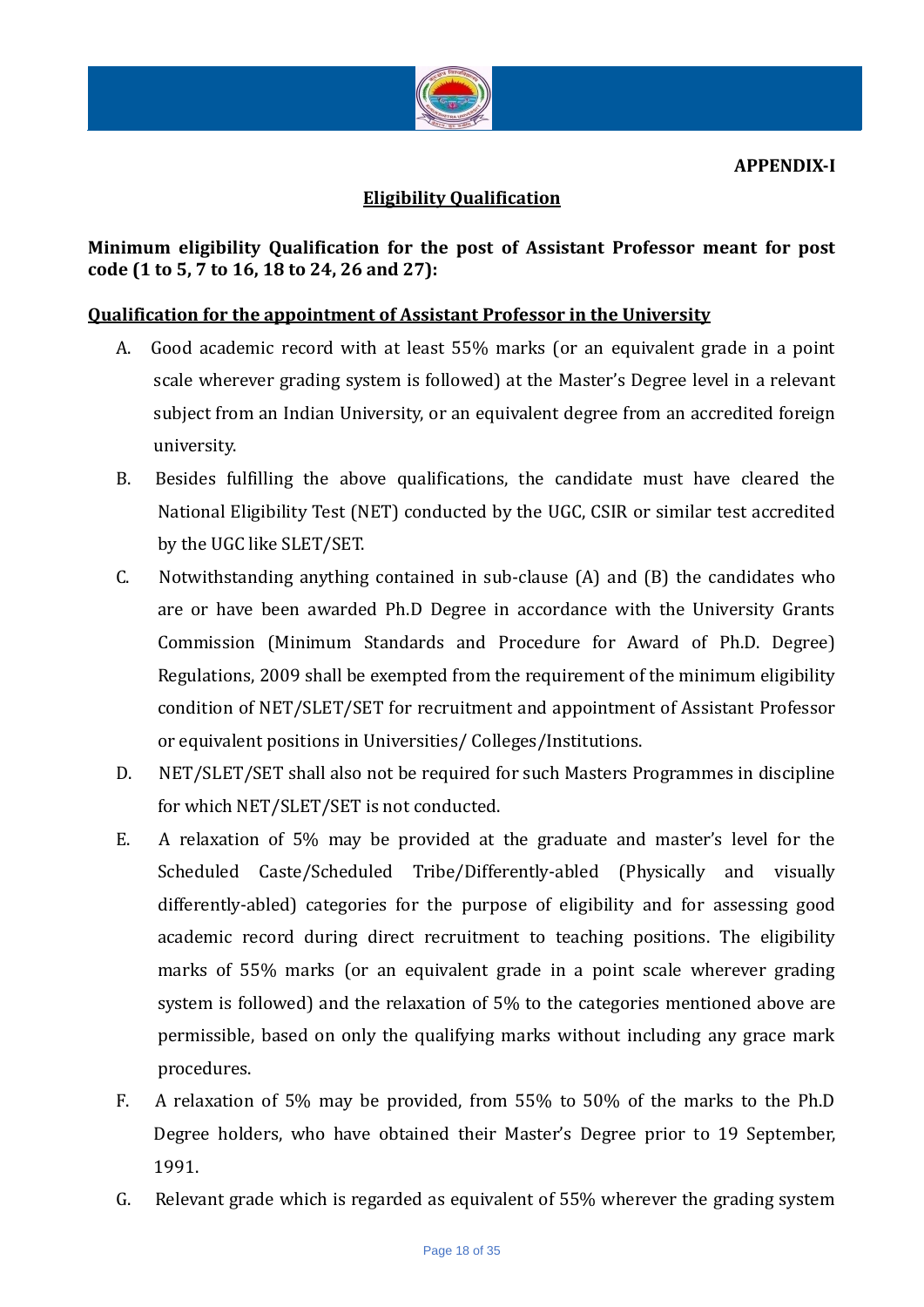**APPENDIX-I**

## Eligibility Qualification

**Minimum eligibility Qualification for the post of Assistant Professor meant for post code (1 to 5, 7 to 16, 18 to 24, 26 and 27):**

### Qualification for the appointment of Assistant Professor in the University

A. Good academic record with at least 55% marks (or an equivalent grade in a point scale wherever grading system is followed) at the Master's Degree level in a relevant subject from an Indian University, or an equivalent degree from an accredited foreign university.

B. Besides fulfilling the above qualifications, the candidate must have cleared the National Eligibility Test (NET) conducted by the UGC, CSIR or similar test accredited by the UGC like SLET/SET.

C. Notwithstanding anything contained in sub-clause (A) and (B) the candidates who are or have been awarded Ph.D Degree in accordance with the University Grants Commission (Minimum Standards and Procedure for Award of Ph.D. Degree) Regulations, 2009 shall be exempted from the requirement of the minimum eligibility condition of NET/SLET/SET for recruitment and appointment of Assistant Professor or equivalent positions in Universities/ Colleges/Institutions.

D. NET/SLET/SET shall also not be required for such Masters Programmes in discipline for which NET/SLET/SET is not conducted.

E. A relaxation of 5% may be provided at the graduate and master's level for the Scheduled Caste/Scheduled Tribe/Differently-abled (Physically and visually differently-abled) categories for the purpose of eligibility and for assessing good academic record during direct recruitment to teaching positions. The eligibility marks of 55% marks (or an equivalent grade in a point scale wherever grading system is followed) and the relaxation of 5% to the categories mentioned above are permissible, based on only the qualifying marks without including any grace mark procedures.

F. A relaxation of 5% may be provided, from 55% to 50% of the marks to the Ph.D Degree holders, who have obtained their Master's Degree prior to 19 September, 1991.

G. Relevant grade which is regarded as equivalent of 55% wherever the grading system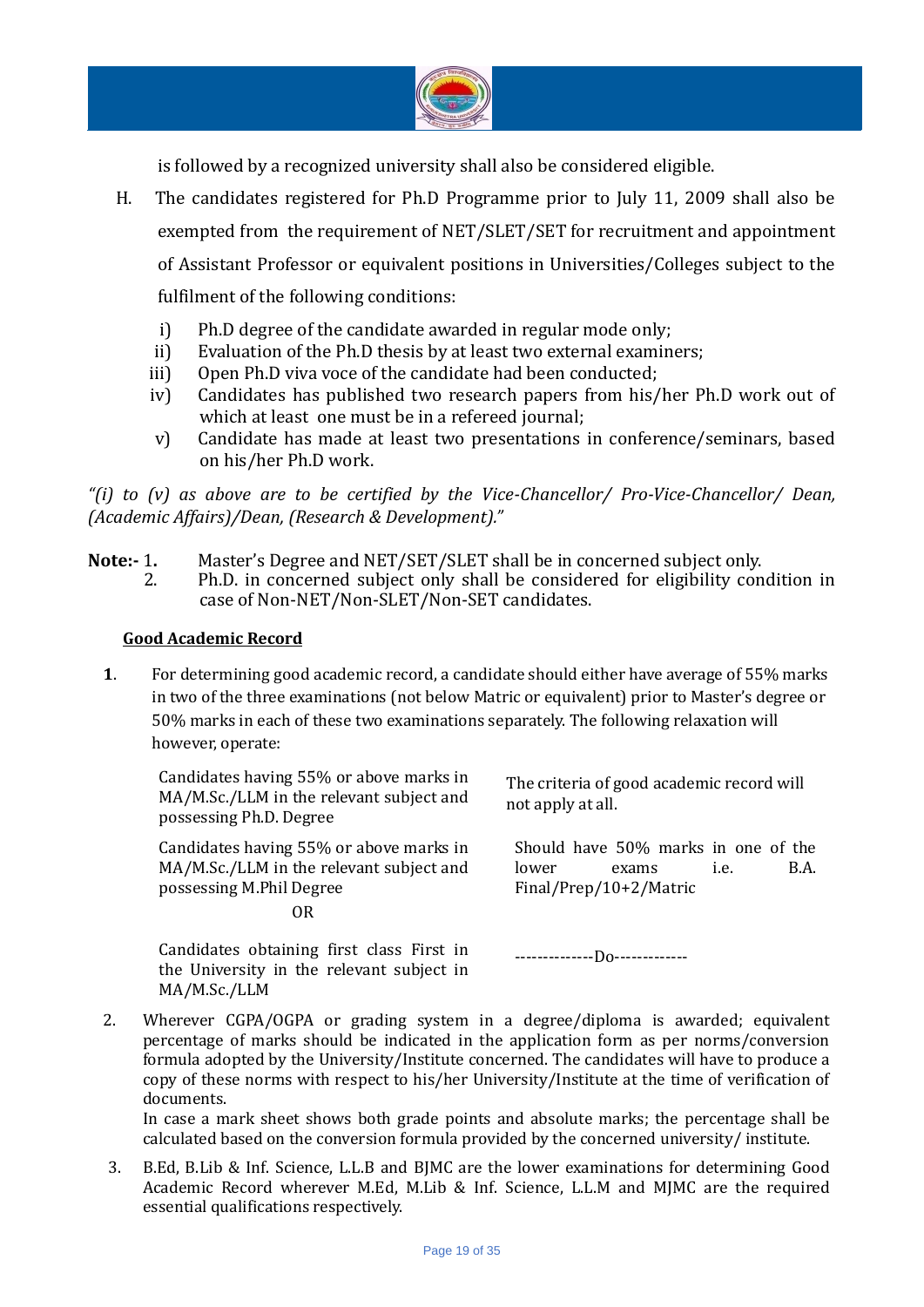is followed by a recognized university shall also be considered eligible.

H. The candidates registered for Ph.D Programme prior to July 11, 2009 shall also be exempted from the requirement of NET/SLET/SET for recruitment and appointment of Assistant Professor or equivalent positions in Universities/Colleges subject to the fulfilment of the following conditions:

   i) Ph.D degree of the candidate awarded in regular mode only;
   ii) Evaluation of the Ph.D thesis by at least two external examiners;
   iii) Open Ph.D viva voce of the candidate had been conducted;
   iv) Candidates has published two research papers from his/her Ph.D work out of which at least one must be in a refereed journal;
   v) Candidate has made at least two presentations in conference/seminars, based on his/her Ph.D work.

*"(i) to (v) as above are to be certified by the Vice-Chancellor/ Pro-Vice-Chancellor/ Dean, (Academic Affairs)/Dean, (Research & Development)."*

**Note:-** 1. Master's Degree and NET/SET/SLET shall be in concerned subject only.
2. Ph.D. in concerned subject only shall be considered for eligibility condition in case of Non-NET/Non-SLET/Non-SET candidates.

**Good Academic Record**

**1**. For determining good academic record, a candidate should either have average of 55% marks in two of the three examinations (not below Matric or equivalent) prior to Master's degree or 50% marks in each of these two examinations separately. The following relaxation will however, operate:

| | |
|---|---|
| Candidates having 55% or above marks in MA/M.Sc./LLM in the relevant subject and possessing Ph.D. Degree | The criteria of good academic record will not apply at all. |
| Candidates having 55% or above marks in MA/M.Sc./LLM in the relevant subject and possessing M.Phil Degree<br>OR | Should have 50% marks in one of the lower exams i.e. B.A. Final/Prep/10+2/Matric |
| Candidates obtaining first class First in the University in the relevant subject in MA/M.Sc./LLM | --------------Do------------- |

2. Wherever CGPA/OGPA or grading system in a degree/diploma is awarded; equivalent percentage of marks should be indicated in the application form as per norms/conversion formula adopted by the University/Institute concerned. The candidates will have to produce a copy of these norms with respect to his/her University/Institute at the time of verification of documents.
   In case a mark sheet shows both grade points and absolute marks; the percentage shall be calculated based on the conversion formula provided by the concerned university/ institute.

3. B.Ed, B.Lib & Inf. Science, L.L.B and BJMC are the lower examinations for determining Good Academic Record wherever M.Ed, M.Lib & Inf. Science, L.L.M and MJMC are the required essential qualifications respectively.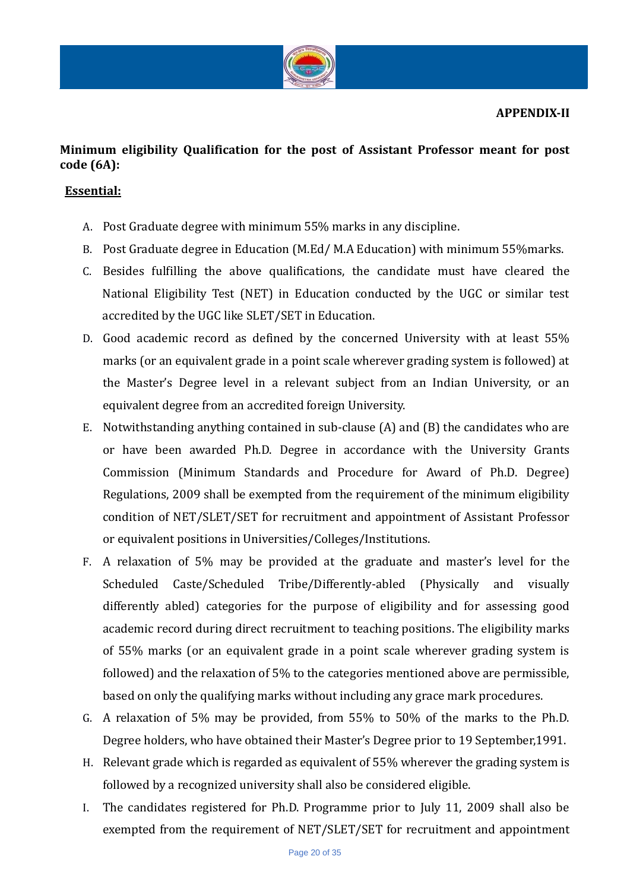**APPENDIX-II**

**Minimum eligibility Qualification for the post of Assistant Professor meant for post code (6A):**

**Essential:**

A. Post Graduate degree with minimum 55% marks in any discipline.

B. Post Graduate degree in Education (M.Ed/ M.A Education) with minimum 55%marks.

C. Besides fulfilling the above qualifications, the candidate must have cleared the National Eligibility Test (NET) in Education conducted by the UGC or similar test accredited by the UGC like SLET/SET in Education.

D. Good academic record as defined by the concerned University with at least 55% marks (or an equivalent grade in a point scale wherever grading system is followed) at the Master's Degree level in a relevant subject from an Indian University, or an equivalent degree from an accredited foreign University.

E. Notwithstanding anything contained in sub-clause (A) and (B) the candidates who are or have been awarded Ph.D. Degree in accordance with the University Grants Commission (Minimum Standards and Procedure for Award of Ph.D. Degree) Regulations, 2009 shall be exempted from the requirement of the minimum eligibility condition of NET/SLET/SET for recruitment and appointment of Assistant Professor or equivalent positions in Universities/Colleges/Institutions.

F. A relaxation of 5% may be provided at the graduate and master's level for the Scheduled Caste/Scheduled Tribe/Differently-abled (Physically and visually differently abled) categories for the purpose of eligibility and for assessing good academic record during direct recruitment to teaching positions. The eligibility marks of 55% marks (or an equivalent grade in a point scale wherever grading system is followed) and the relaxation of 5% to the categories mentioned above are permissible, based on only the qualifying marks without including any grace mark procedures.

G. A relaxation of 5% may be provided, from 55% to 50% of the marks to the Ph.D. Degree holders, who have obtained their Master's Degree prior to 19 September,1991.

H. Relevant grade which is regarded as equivalent of 55% wherever the grading system is followed by a recognized university shall also be considered eligible.

I. The candidates registered for Ph.D. Programme prior to July 11, 2009 shall also be exempted from the requirement of NET/SLET/SET for recruitment and appointment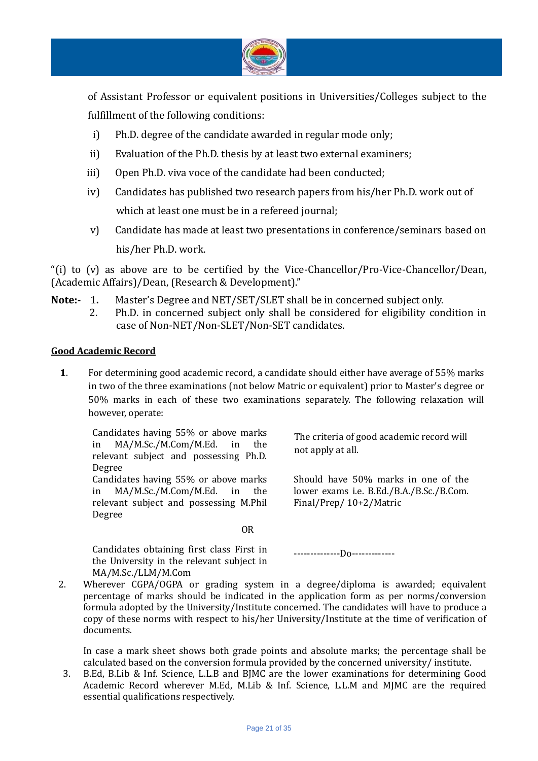of Assistant Professor or equivalent positions in Universities/Colleges subject to the fulfillment of the following conditions:

i) Ph.D. degree of the candidate awarded in regular mode only;

ii) Evaluation of the Ph.D. thesis by at least two external examiners;

iii) Open Ph.D. viva voce of the candidate had been conducted;

iv) Candidates has published two research papers from his/her Ph.D. work out of which at least one must be in a refereed journal;

v) Candidate has made at least two presentations in conference/seminars based on his/her Ph.D. work.

"(i) to (v) as above are to be certified by the Vice-Chancellor/Pro-Vice-Chancellor/Dean, (Academic Affairs)/Dean, (Research & Development)."

**Note:-** 1. Master's Degree and NET/SET/SLET shall be in concerned subject only.

2. Ph.D. in concerned subject only shall be considered for eligibility condition in case of Non-NET/Non-SLET/Non-SET candidates.

**Good Academic Record**

**1**. For determining good academic record, a candidate should either have average of 55% marks in two of the three examinations (not below Matric or equivalent) prior to Master's degree or 50% marks in each of these two examinations separately. The following relaxation will however, operate:

| | |
|---|---|
| Candidates having 55% or above marks in MA/M.Sc./M.Com/M.Ed. in the relevant subject and possessing Ph.D. Degree | The criteria of good academic record will not apply at all. |
| Candidates having 55% or above marks in MA/M.Sc./M.Com/M.Ed. in the relevant subject and possessing M.Phil Degree | Should have 50% marks in one of the lower exams i.e. B.Ed./B.A./B.Sc./B.Com. Final/Prep/ 10+2/Matric |
| OR | |
| Candidates obtaining first class First in the University in the relevant subject in MA/M.Sc./LLM/M.Com | --------------Do------------- |

2. Wherever CGPA/OGPA or grading system in a degree/diploma is awarded; equivalent percentage of marks should be indicated in the application form as per norms/conversion formula adopted by the University/Institute concerned. The candidates will have to produce a copy of these norms with respect to his/her University/Institute at the time of verification of documents.

In case a mark sheet shows both grade points and absolute marks; the percentage shall be calculated based on the conversion formula provided by the concerned university/ institute.

3. B.Ed, B.Lib & Inf. Science, L.L.B and BJMC are the lower examinations for determining Good Academic Record wherever M.Ed, M.Lib & Inf. Science, L.L.M and MJMC are the required essential qualifications respectively.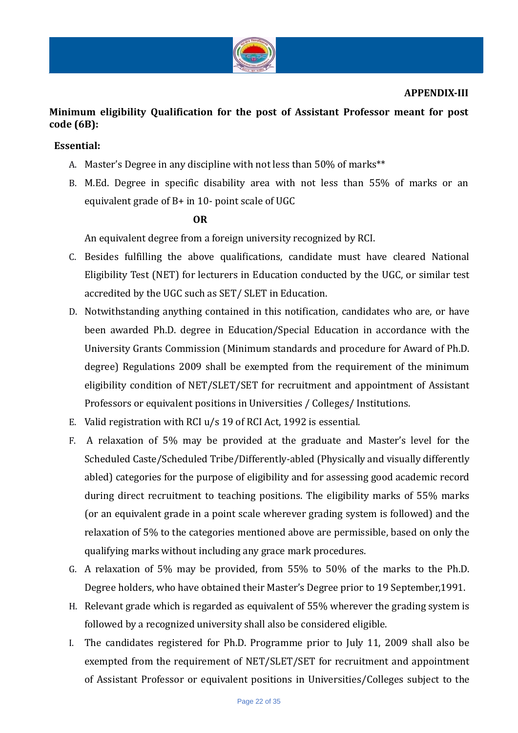**APPENDIX-III**

**Minimum eligibility Qualification for the post of Assistant Professor meant for post code (6B):**

**Essential:**

A. Master's Degree in any discipline with not less than 50% of marks**

B. M.Ed. Degree in specific disability area with not less than 55% of marks or an equivalent grade of B+ in 10- point scale of UGC

**OR**

An equivalent degree from a foreign university recognized by RCI.

C. Besides fulfilling the above qualifications, candidate must have cleared National Eligibility Test (NET) for lecturers in Education conducted by the UGC, or similar test accredited by the UGC such as SET/ SLET in Education.

D. Notwithstanding anything contained in this notification, candidates who are, or have been awarded Ph.D. degree in Education/Special Education in accordance with the University Grants Commission (Minimum standards and procedure for Award of Ph.D. degree) Regulations 2009 shall be exempted from the requirement of the minimum eligibility condition of NET/SLET/SET for recruitment and appointment of Assistant Professors or equivalent positions in Universities / Colleges/ Institutions.

E. Valid registration with RCI u/s 19 of RCI Act, 1992 is essential.

F. A relaxation of 5% may be provided at the graduate and Master's level for the Scheduled Caste/Scheduled Tribe/Differently-abled (Physically and visually differently abled) categories for the purpose of eligibility and for assessing good academic record during direct recruitment to teaching positions. The eligibility marks of 55% marks (or an equivalent grade in a point scale wherever grading system is followed) and the relaxation of 5% to the categories mentioned above are permissible, based on only the qualifying marks without including any grace mark procedures.

G. A relaxation of 5% may be provided, from 55% to 50% of the marks to the Ph.D. Degree holders, who have obtained their Master's Degree prior to 19 September,1991.

H. Relevant grade which is regarded as equivalent of 55% wherever the grading system is followed by a recognized university shall also be considered eligible.

I. The candidates registered for Ph.D. Programme prior to July 11, 2009 shall also be exempted from the requirement of NET/SLET/SET for recruitment and appointment of Assistant Professor or equivalent positions in Universities/Colleges subject to the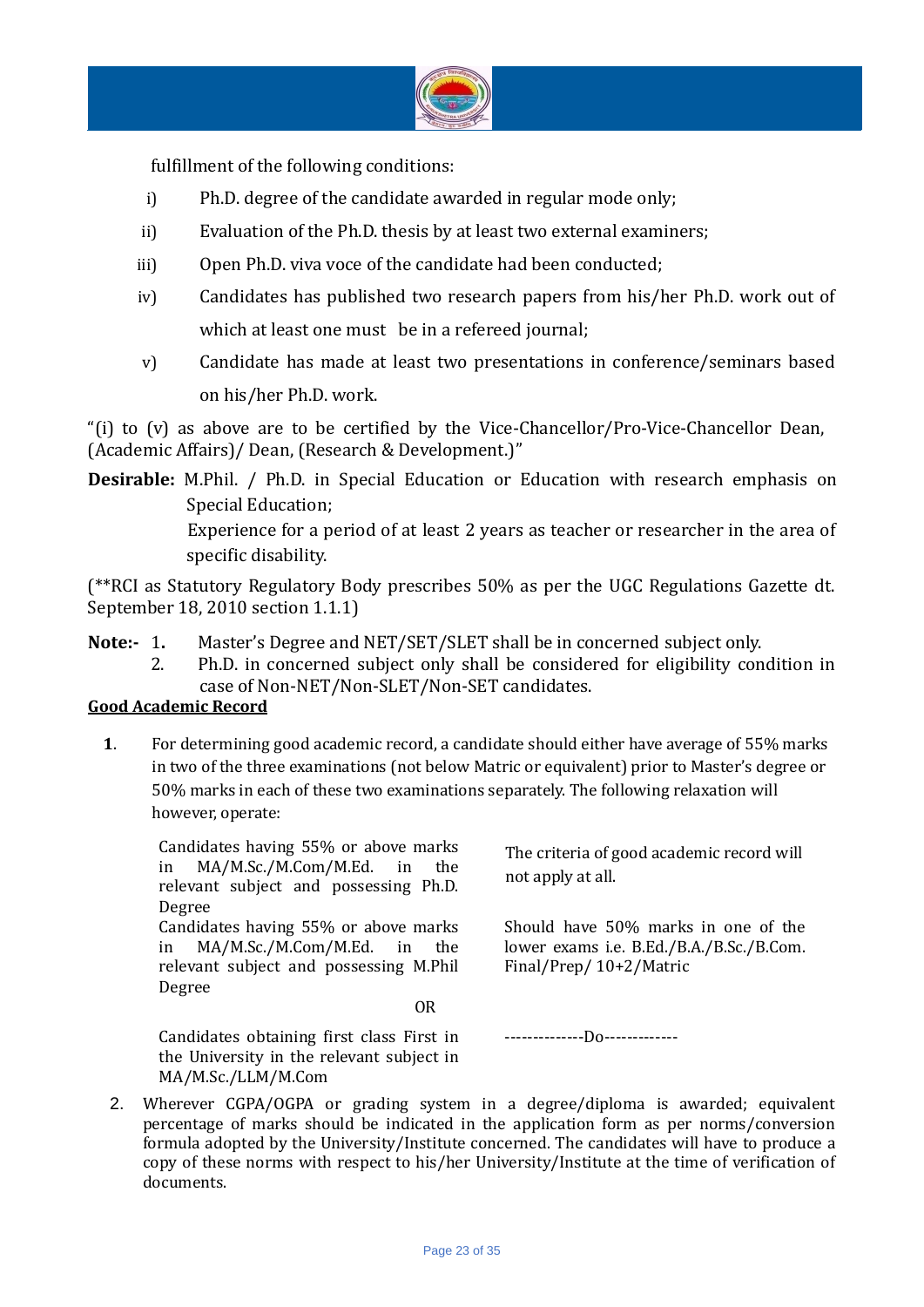fulfillment of the following conditions:

i) Ph.D. degree of the candidate awarded in regular mode only;

ii) Evaluation of the Ph.D. thesis by at least two external examiners;

iii) Open Ph.D. viva voce of the candidate had been conducted;

iv) Candidates has published two research papers from his/her Ph.D. work out of which at least one must be in a refereed journal;

v) Candidate has made at least two presentations in conference/seminars based on his/her Ph.D. work.

"(i) to (v) as above are to be certified by the Vice-Chancellor/Pro-Vice-Chancellor Dean, (Academic Affairs)/ Dean, (Research & Development.)"

**Desirable:** M.Phil. / Ph.D. in Special Education or Education with research emphasis on Special Education;

Experience for a period of at least 2 years as teacher or researcher in the area of specific disability.

(**RCI as Statutory Regulatory Body prescribes 50% as per the UGC Regulations Gazette dt. September 18, 2010 section 1.1.1)

**Note:-** 1. Master's Degree and NET/SET/SLET shall be in concerned subject only.

2. Ph.D. in concerned subject only shall be considered for eligibility condition in case of Non-NET/Non-SLET/Non-SET candidates.

**Good Academic Record**

**1**. For determining good academic record, a candidate should either have average of 55% marks in two of the three examinations (not below Matric or equivalent) prior to Master's degree or 50% marks in each of these two examinations separately. The following relaxation will however, operate:

| | |
|---|---|
| Candidates having 55% or above marks in MA/M.Sc./M.Com/M.Ed. in the relevant subject and possessing Ph.D. Degree | The criteria of good academic record will not apply at all. |
| Candidates having 55% or above marks in MA/M.Sc./M.Com/M.Ed. in the relevant subject and possessing M.Phil Degree<br>OR<br>Candidates obtaining first class First in the University in the relevant subject in MA/M.Sc./LLM/M.Com | Should have 50% marks in one of the lower exams i.e. B.Ed./B.A./B.Sc./B.Com. Final/Prep/ 10+2/Matric<br><br>--------------Do------------- |

2. Wherever CGPA/OGPA or grading system in a degree/diploma is awarded; equivalent percentage of marks should be indicated in the application form as per norms/conversion formula adopted by the University/Institute concerned. The candidates will have to produce a copy of these norms with respect to his/her University/Institute at the time of verification of documents.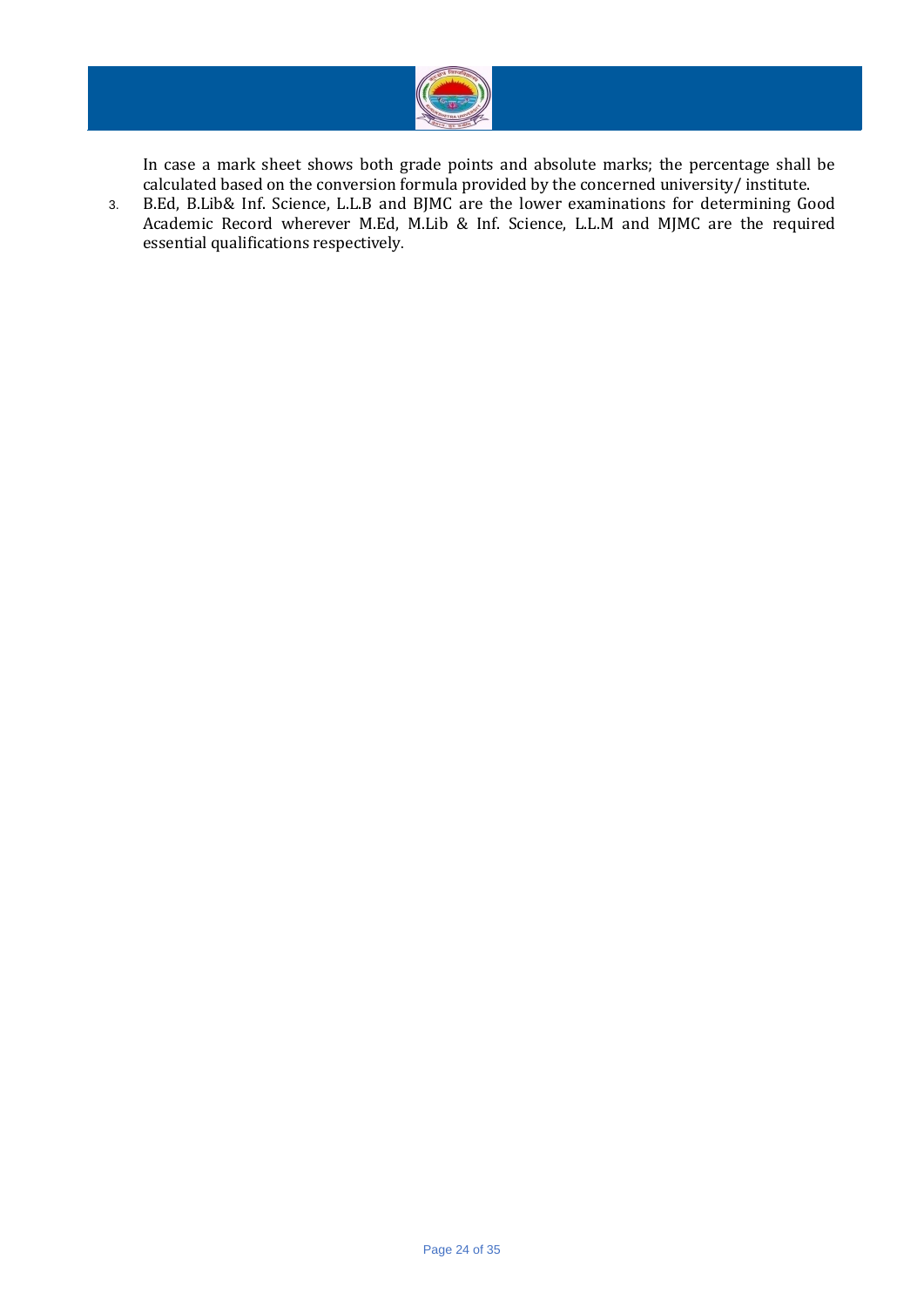In case a mark sheet shows both grade points and absolute marks; the percentage shall be calculated based on the conversion formula provided by the concerned university/ institute.

3. B.Ed, B.Lib& Inf. Science, L.L.B and BJMC are the lower examinations for determining Good Academic Record wherever M.Ed, M.Lib & Inf. Science, L.L.M and MJMC are the required essential qualifications respectively.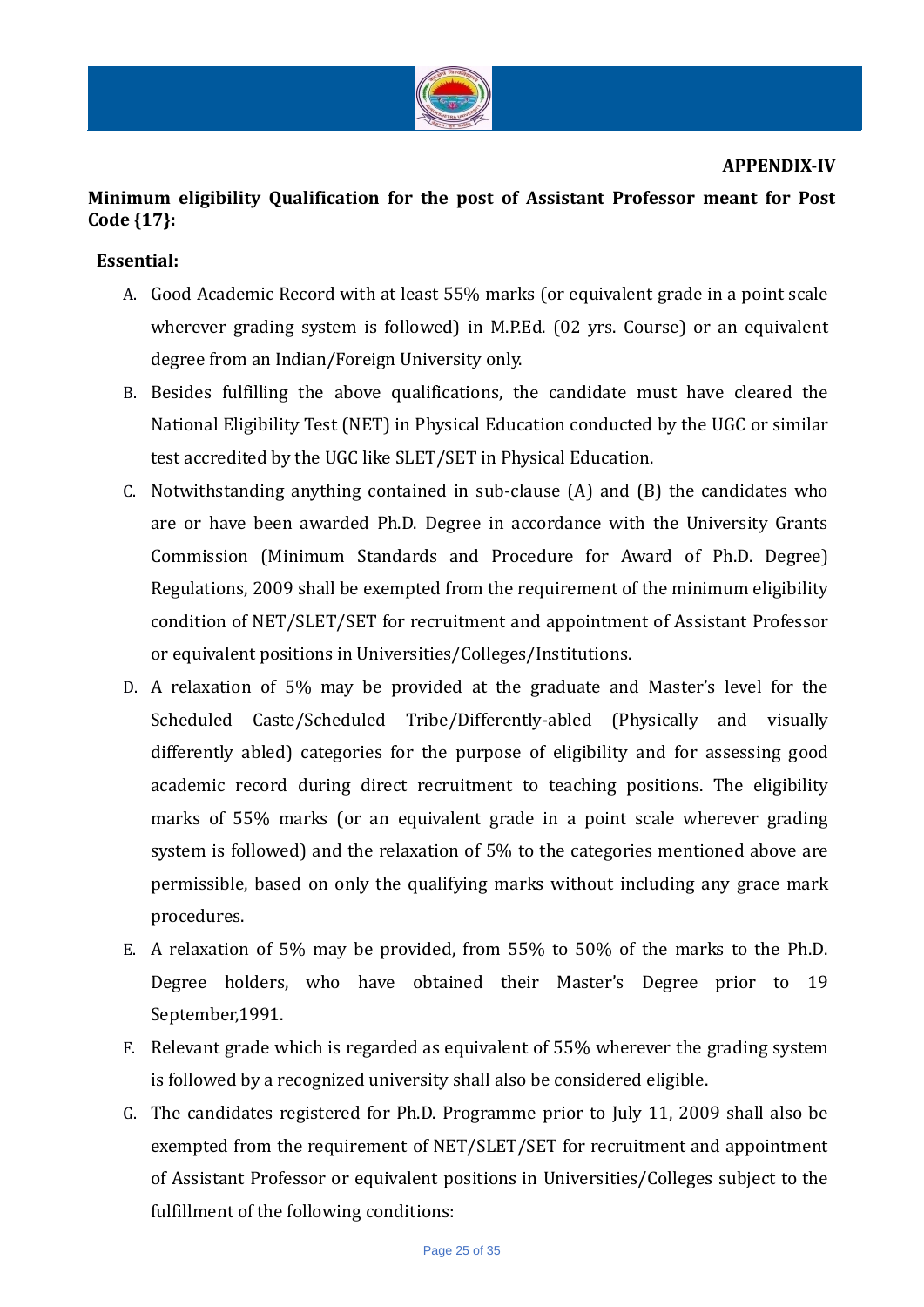**APPENDIX-IV**

**Minimum eligibility Qualification for the post of Assistant Professor meant for Post Code {17}:**

**Essential:**

A. Good Academic Record with at least 55% marks (or equivalent grade in a point scale wherever grading system is followed) in M.P.Ed. (02 yrs. Course) or an equivalent degree from an Indian/Foreign University only.

B. Besides fulfilling the above qualifications, the candidate must have cleared the National Eligibility Test (NET) in Physical Education conducted by the UGC or similar test accredited by the UGC like SLET/SET in Physical Education.

C. Notwithstanding anything contained in sub-clause (A) and (B) the candidates who are or have been awarded Ph.D. Degree in accordance with the University Grants Commission (Minimum Standards and Procedure for Award of Ph.D. Degree) Regulations, 2009 shall be exempted from the requirement of the minimum eligibility condition of NET/SLET/SET for recruitment and appointment of Assistant Professor or equivalent positions in Universities/Colleges/Institutions.

D. A relaxation of 5% may be provided at the graduate and Master's level for the Scheduled Caste/Scheduled Tribe/Differently-abled (Physically and visually differently abled) categories for the purpose of eligibility and for assessing good academic record during direct recruitment to teaching positions. The eligibility marks of 55% marks (or an equivalent grade in a point scale wherever grading system is followed) and the relaxation of 5% to the categories mentioned above are permissible, based on only the qualifying marks without including any grace mark procedures.

E. A relaxation of 5% may be provided, from 55% to 50% of the marks to the Ph.D. Degree holders, who have obtained their Master's Degree prior to 19 September,1991.

F. Relevant grade which is regarded as equivalent of 55% wherever the grading system is followed by a recognized university shall also be considered eligible.

G. The candidates registered for Ph.D. Programme prior to July 11, 2009 shall also be exempted from the requirement of NET/SLET/SET for recruitment and appointment of Assistant Professor or equivalent positions in Universities/Colleges subject to the fulfillment of the following conditions: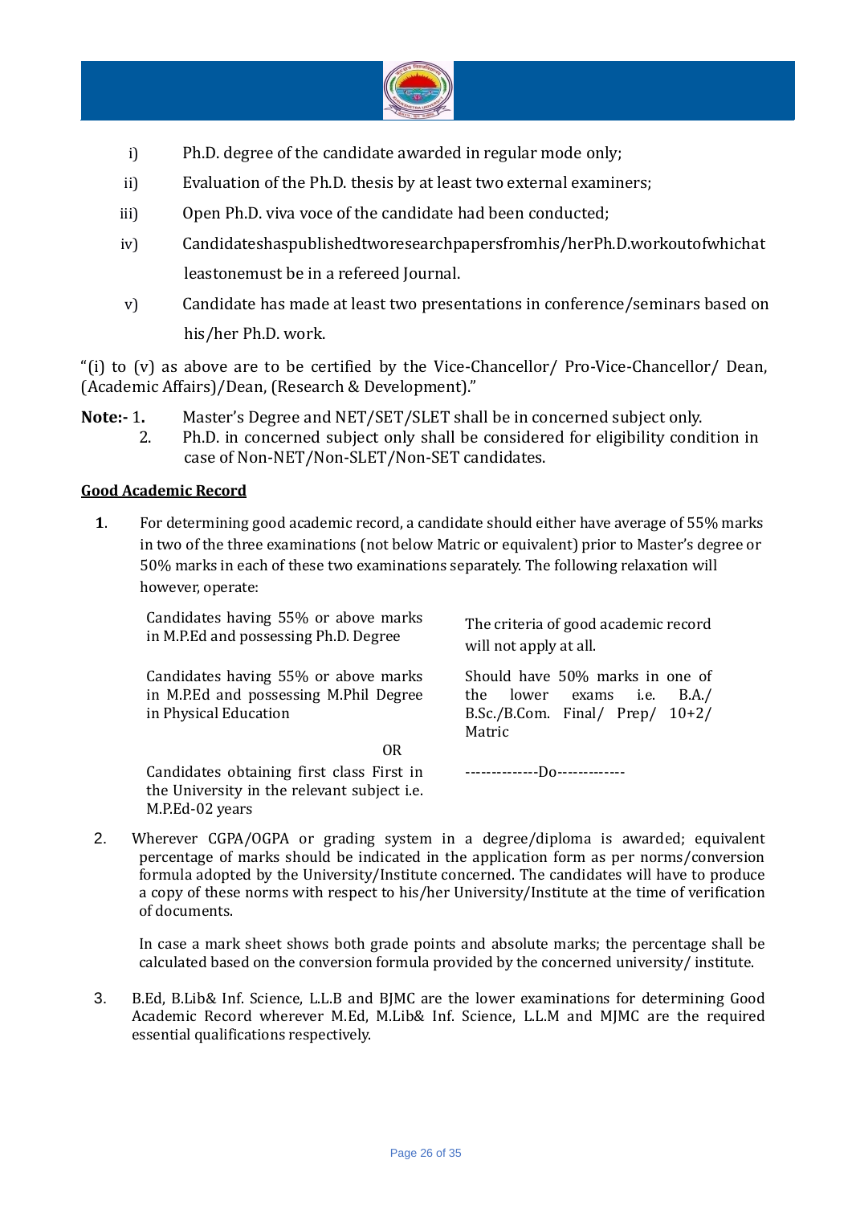i) Ph.D. degree of the candidate awarded in regular mode only;

ii) Evaluation of the Ph.D. thesis by at least two external examiners;

iii) Open Ph.D. viva voce of the candidate had been conducted;

iv) Candidateshaspublishedtworesearchpapersfromhis/herPh.D.workoutofwhichat leastonemust be in a refereed Journal.

v) Candidate has made at least two presentations in conference/seminars based on his/her Ph.D. work.

"(i) to (v) as above are to be certified by the Vice-Chancellor/ Pro-Vice-Chancellor/ Dean, (Academic Affairs)/Dean, (Research & Development)."

**Note:-** 1. Master's Degree and NET/SET/SLET shall be in concerned subject only.
2. Ph.D. in concerned subject only shall be considered for eligibility condition in case of Non-NET/Non-SLET/Non-SET candidates.

**Good Academic Record**

**1**. For determining good academic record, a candidate should either have average of 55% marks in two of the three examinations (not below Matric or equivalent) prior to Master's degree or 50% marks in each of these two examinations separately. The following relaxation will however, operate:

| | |
|---|---|
| Candidates having 55% or above marks in M.P.Ed and possessing Ph.D. Degree | The criteria of good academic record will not apply at all. |
| Candidates having 55% or above marks in M.P.Ed and possessing M.Phil Degree in Physical Education | Should have 50% marks in one of the lower exams i.e. B.A./ B.Sc./B.Com. Final/ Prep/ 10+2/ Matric |
| OR | |
| Candidates obtaining first class First in the University in the relevant subject i.e. M.P.Ed-02 years | --------------Do------------- |

2. Wherever CGPA/OGPA or grading system in a degree/diploma is awarded; equivalent percentage of marks should be indicated in the application form as per norms/conversion formula adopted by the University/Institute concerned. The candidates will have to produce a copy of these norms with respect to his/her University/Institute at the time of verification of documents.

   In case a mark sheet shows both grade points and absolute marks; the percentage shall be calculated based on the conversion formula provided by the concerned university/ institute.

3. B.Ed, B.Lib& Inf. Science, L.L.B and BJMC are the lower examinations for determining Good Academic Record wherever M.Ed, M.Lib& Inf. Science, L.L.M and MJMC are the required essential qualifications respectively.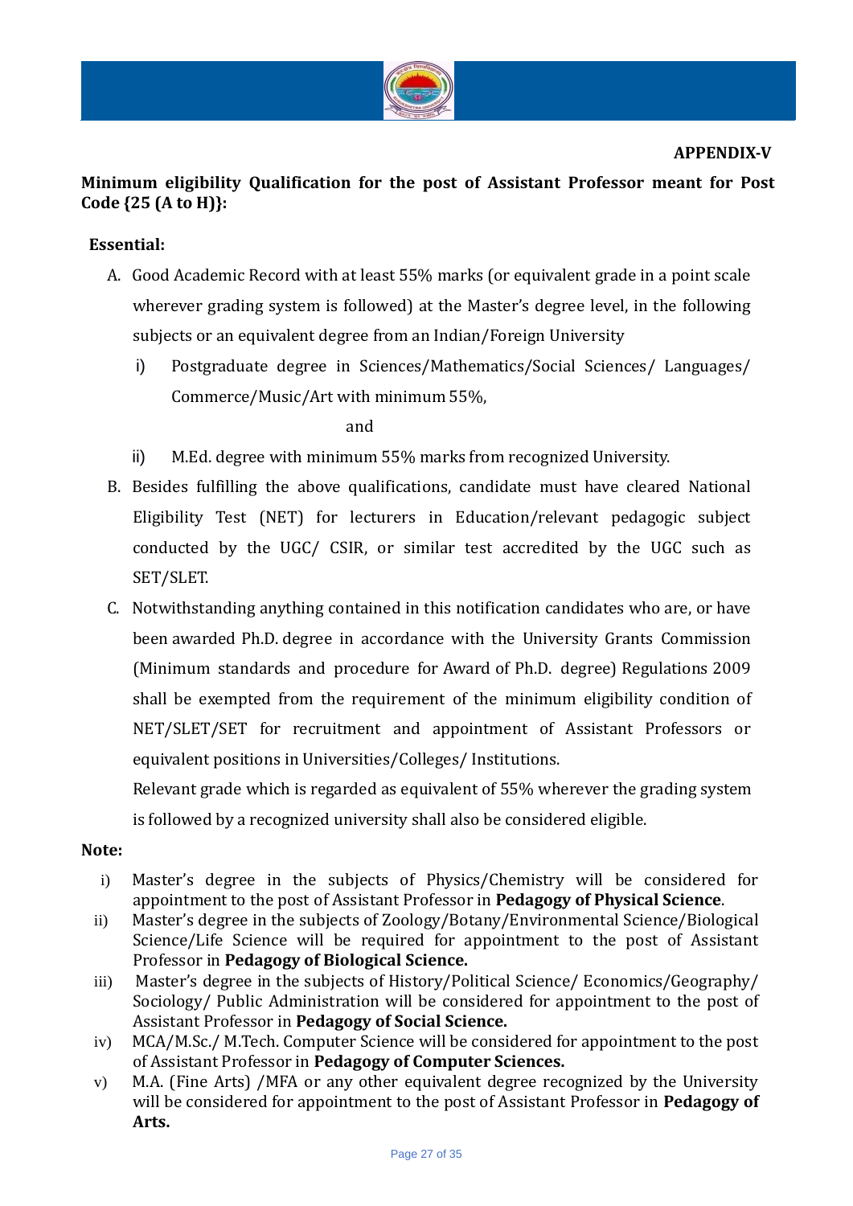**APPENDIX-V**

**Minimum eligibility Qualification for the post of Assistant Professor meant for Post Code {25 (A to H)}:**

**Essential:**

A. Good Academic Record with at least 55% marks (or equivalent grade in a point scale wherever grading system is followed) at the Master's degree level, in the following subjects or an equivalent degree from an Indian/Foreign University

   i) Postgraduate degree in Sciences/Mathematics/Social Sciences/ Languages/ Commerce/Music/Art with minimum 55%,

   and

   ii) M.Ed. degree with minimum 55% marks from recognized University.

B. Besides fulfilling the above qualifications, candidate must have cleared National Eligibility Test (NET) for lecturers in Education/relevant pedagogic subject conducted by the UGC/ CSIR, or similar test accredited by the UGC such as SET/SLET.

C. Notwithstanding anything contained in this notification candidates who are, or have been awarded Ph.D. degree in accordance with the University Grants Commission (Minimum standards and procedure for Award of Ph.D. degree) Regulations 2009 shall be exempted from the requirement of the minimum eligibility condition of NET/SLET/SET for recruitment and appointment of Assistant Professors or equivalent positions in Universities/Colleges/ Institutions.

   Relevant grade which is regarded as equivalent of 55% wherever the grading system is followed by a recognized university shall also be considered eligible.

**Note:**

i) Master's degree in the subjects of Physics/Chemistry will be considered for appointment to the post of Assistant Professor in **Pedagogy of Physical Science**.

ii) Master's degree in the subjects of Zoology/Botany/Environmental Science/Biological Science/Life Science will be required for appointment to the post of Assistant Professor in **Pedagogy of Biological Science.**

iii) Master's degree in the subjects of History/Political Science/ Economics/Geography/ Sociology/ Public Administration will be considered for appointment to the post of Assistant Professor in **Pedagogy of Social Science.**

iv) MCA/M.Sc./ M.Tech. Computer Science will be considered for appointment to the post of Assistant Professor in **Pedagogy of Computer Sciences.**

v) M.A. (Fine Arts) /MFA or any other equivalent degree recognized by the University will be considered for appointment to the post of Assistant Professor in **Pedagogy of Arts.**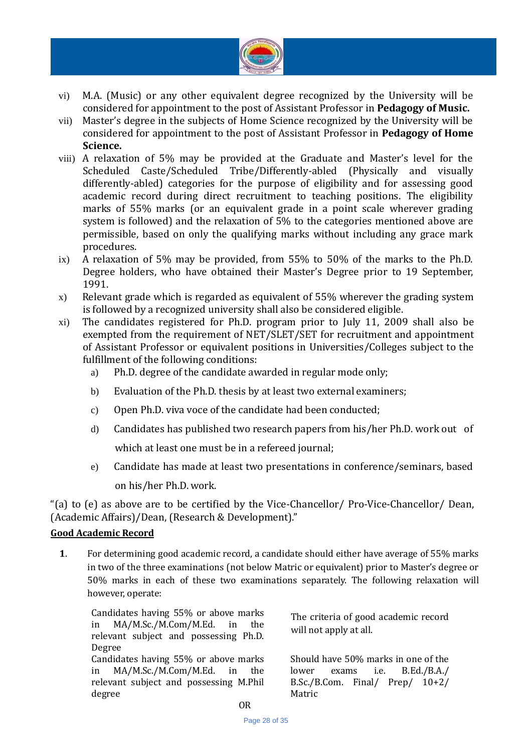vi) M.A. (Music) or any other equivalent degree recognized by the University will be considered for appointment to the post of Assistant Professor in **Pedagogy of Music.**

vii) Master's degree in the subjects of Home Science recognized by the University will be considered for appointment to the post of Assistant Professor in **Pedagogy of Home Science.**

viii) A relaxation of 5% may be provided at the Graduate and Master's level for the Scheduled Caste/Scheduled Tribe/Differently-abled (Physically and visually differently-abled) categories for the purpose of eligibility and for assessing good academic record during direct recruitment to teaching positions. The eligibility marks of 55% marks (or an equivalent grade in a point scale wherever grading system is followed) and the relaxation of 5% to the categories mentioned above are permissible, based on only the qualifying marks without including any grace mark procedures.

ix) A relaxation of 5% may be provided, from 55% to 50% of the marks to the Ph.D. Degree holders, who have obtained their Master's Degree prior to 19 September, 1991.

x) Relevant grade which is regarded as equivalent of 55% wherever the grading system is followed by a recognized university shall also be considered eligible.

xi) The candidates registered for Ph.D. program prior to July 11, 2009 shall also be exempted from the requirement of NET/SLET/SET for recruitment and appointment of Assistant Professor or equivalent positions in Universities/Colleges subject to the fulfillment of the following conditions:

   a) Ph.D. degree of the candidate awarded in regular mode only;

   b) Evaluation of the Ph.D. thesis by at least two external examiners;

   c) Open Ph.D. viva voce of the candidate had been conducted;

   d) Candidates has published two research papers from his/her Ph.D. work out of which at least one must be in a refereed journal;

   e) Candidate has made at least two presentations in conference/seminars, based on his/her Ph.D. work.

"(a) to (e) as above are to be certified by the Vice-Chancellor/ Pro-Vice-Chancellor/ Dean, (Academic Affairs)/Dean, (Research & Development)."

**Good Academic Record**

**1**. For determining good academic record, a candidate should either have average of 55% marks in two of the three examinations (not below Matric or equivalent) prior to Master's degree or 50% marks in each of these two examinations separately. The following relaxation will however, operate:

| | |
|---|---|
| Candidates having 55% or above marks in MA/M.Sc./M.Com/M.Ed. in the relevant subject and possessing Ph.D. Degree | The criteria of good academic record will not apply at all. |
| Candidates having 55% or above marks in MA/M.Sc./M.Com/M.Ed. in the relevant subject and possessing M.Phil degree | Should have 50% marks in one of the lower exams i.e. B.Ed./B.A./ B.Sc./B.Com. Final/ Prep/ 10+2/ Matric |

OR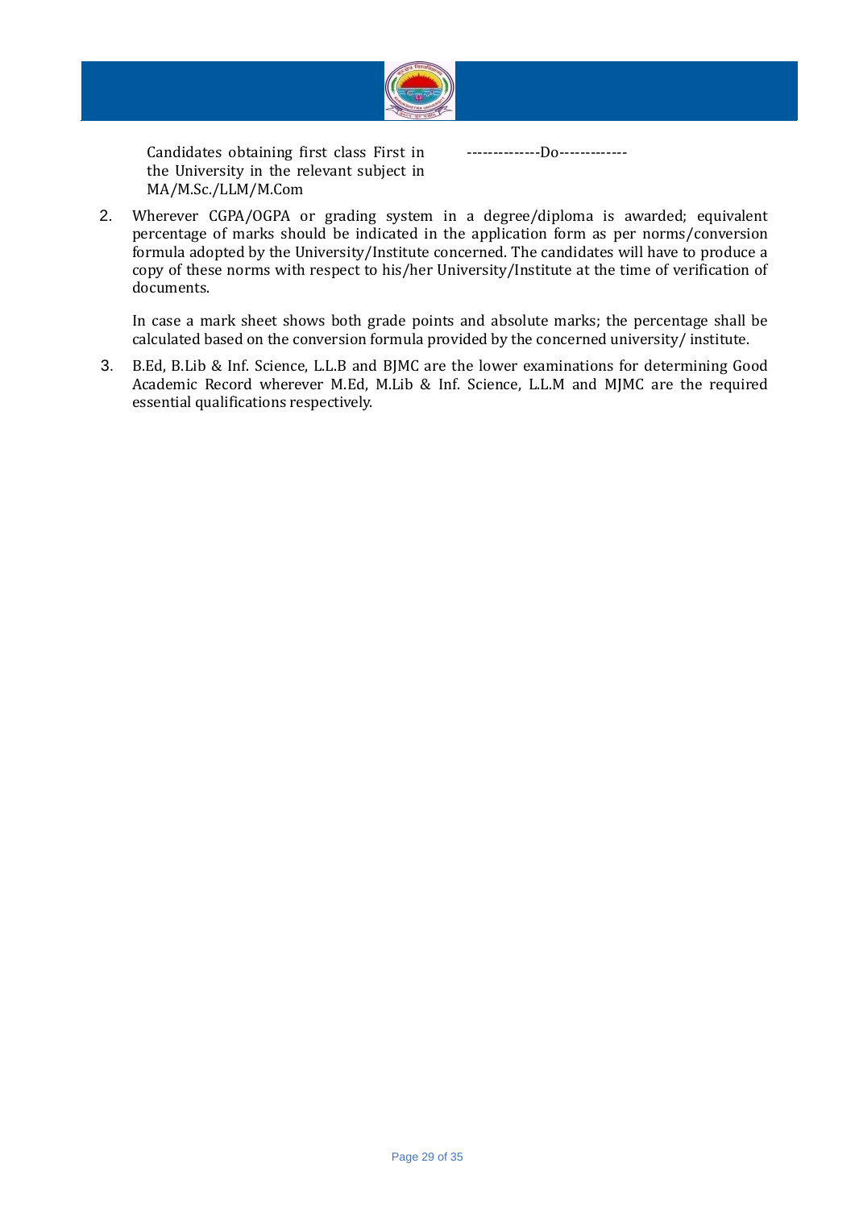| | |
|---|---|
| Candidates obtaining first class First in the University in the relevant subject in MA/M.Sc./LLM/M.Com | --------------Do------------- |

2. Wherever CGPA/OGPA or grading system in a degree/diploma is awarded; equivalent percentage of marks should be indicated in the application form as per norms/conversion formula adopted by the University/Institute concerned. The candidates will have to produce a copy of these norms with respect to his/her University/Institute at the time of verification of documents.

   In case a mark sheet shows both grade points and absolute marks; the percentage shall be calculated based on the conversion formula provided by the concerned university/ institute.

3. B.Ed, B.Lib & Inf. Science, L.L.B and BJMC are the lower examinations for determining Good Academic Record wherever M.Ed, M.Lib & Inf. Science, L.L.M and MJMC are the required essential qualifications respectively.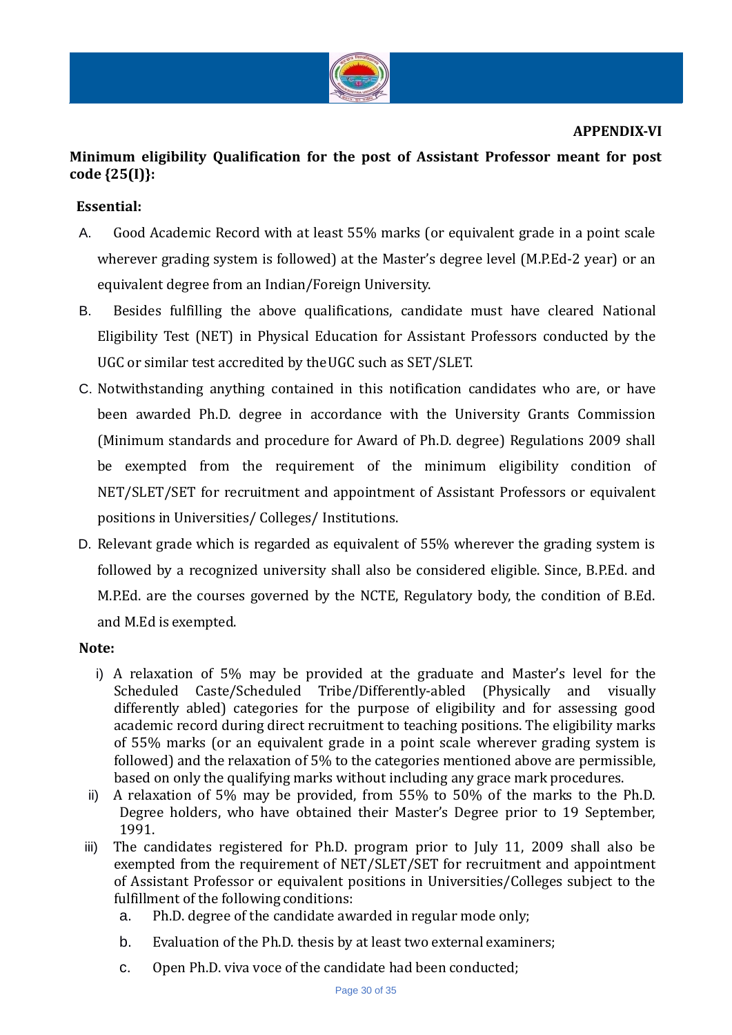**APPENDIX-VI**

**Minimum eligibility Qualification for the post of Assistant Professor meant for post code {25(I)}:**

**Essential:**

A. Good Academic Record with at least 55% marks (or equivalent grade in a point scale wherever grading system is followed) at the Master's degree level (M.P.Ed-2 year) or an equivalent degree from an Indian/Foreign University.

B. Besides fulfilling the above qualifications, candidate must have cleared National Eligibility Test (NET) in Physical Education for Assistant Professors conducted by the UGC or similar test accredited by the UGC such as SET/SLET.

C. Notwithstanding anything contained in this notification candidates who are, or have been awarded Ph.D. degree in accordance with the University Grants Commission (Minimum standards and procedure for Award of Ph.D. degree) Regulations 2009 shall be exempted from the requirement of the minimum eligibility condition of NET/SLET/SET for recruitment and appointment of Assistant Professors or equivalent positions in Universities/ Colleges/ Institutions.

D. Relevant grade which is regarded as equivalent of 55% wherever the grading system is followed by a recognized university shall also be considered eligible. Since, B.P.Ed. and M.P.Ed. are the courses governed by the NCTE, Regulatory body, the condition of B.Ed. and M.Ed is exempted.

**Note:**

i) A relaxation of 5% may be provided at the graduate and Master's level for the Scheduled Caste/Scheduled Tribe/Differently-abled (Physically and visually differently abled) categories for the purpose of eligibility and for assessing good academic record during direct recruitment to teaching positions. The eligibility marks of 55% marks (or an equivalent grade in a point scale wherever grading system is followed) and the relaxation of 5% to the categories mentioned above are permissible, based on only the qualifying marks without including any grace mark procedures.

ii) A relaxation of 5% may be provided, from 55% to 50% of the marks to the Ph.D. Degree holders, who have obtained their Master's Degree prior to 19 September, 1991.

iii) The candidates registered for Ph.D. program prior to July 11, 2009 shall also be exempted from the requirement of NET/SLET/SET for recruitment and appointment of Assistant Professor or equivalent positions in Universities/Colleges subject to the fulfillment of the following conditions:

   a. Ph.D. degree of the candidate awarded in regular mode only;
   b. Evaluation of the Ph.D. thesis by at least two external examiners;
   c. Open Ph.D. viva voce of the candidate had been conducted;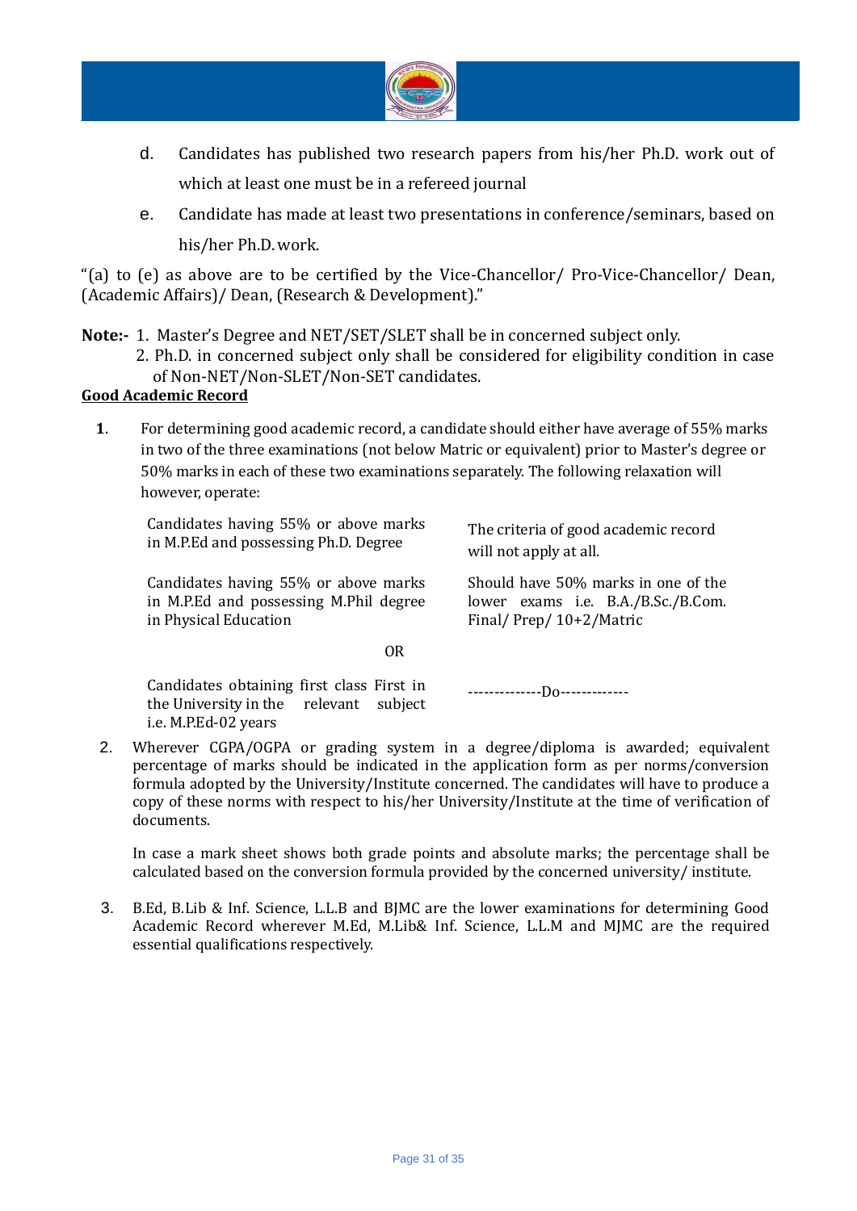d. Candidates has published two research papers from his/her Ph.D. work out of which at least one must be in a refereed journal

e. Candidate has made at least two presentations in conference/seminars, based on his/her Ph.D. work.

"(a) to (e) as above are to be certified by the Vice-Chancellor/ Pro-Vice-Chancellor/ Dean, (Academic Affairs)/ Dean, (Research & Development)."

**Note:-** 1. Master's Degree and NET/SET/SLET shall be in concerned subject only.
2. Ph.D. in concerned subject only shall be considered for eligibility condition in case of Non-NET/Non-SLET/Non-SET candidates.

**Good Academic Record**

**1**. For determining good academic record, a candidate should either have average of 55% marks in two of the three examinations (not below Matric or equivalent) prior to Master's degree or 50% marks in each of these two examinations separately. The following relaxation will however, operate:

| | |
|---|---|
| Candidates having 55% or above marks in M.P.Ed and possessing Ph.D. Degree | The criteria of good academic record will not apply at all. |
| Candidates having 55% or above marks in M.P.Ed and possessing M.Phil degree in Physical Education | Should have 50% marks in one of the lower exams i.e. B.A./B.Sc./B.Com. Final/ Prep/ 10+2/Matric |
| OR | |
| Candidates obtaining first class First in the University in the relevant subject i.e. M.P.Ed-02 years | --------------Do------------- |

2. Wherever CGPA/OGPA or grading system in a degree/diploma is awarded; equivalent percentage of marks should be indicated in the application form as per norms/conversion formula adopted by the University/Institute concerned. The candidates will have to produce a copy of these norms with respect to his/her University/Institute at the time of verification of documents.

   In case a mark sheet shows both grade points and absolute marks; the percentage shall be calculated based on the conversion formula provided by the concerned university/ institute.

3. B.Ed, B.Lib & Inf. Science, L.L.B and BJMC are the lower examinations for determining Good Academic Record wherever M.Ed, M.Lib& Inf. Science, L.L.M and MJMC are the required essential qualifications respectively.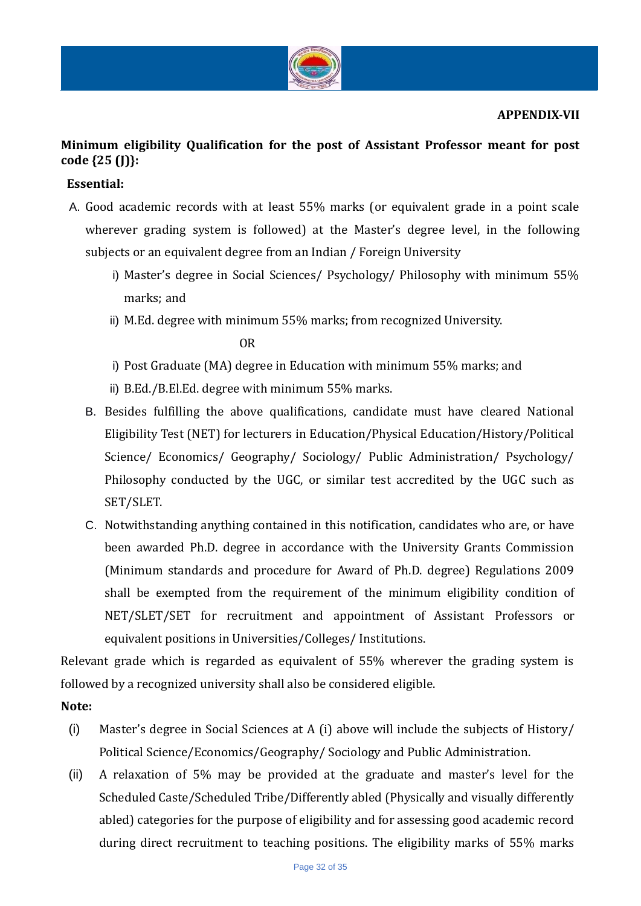**APPENDIX-VII**

**Minimum eligibility Qualification for the post of Assistant Professor meant for post code {25 (J)}:**

**Essential:**

A. Good academic records with at least 55% marks (or equivalent grade in a point scale wherever grading system is followed) at the Master's degree level, in the following subjects or an equivalent degree from an Indian / Foreign University

   i) Master's degree in Social Sciences/ Psychology/ Philosophy with minimum 55% marks; and

   ii) M.Ed. degree with minimum 55% marks; from recognized University.

   OR

   i) Post Graduate (MA) degree in Education with minimum 55% marks; and

   ii) B.Ed./B.El.Ed. degree with minimum 55% marks.

B. Besides fulfilling the above qualifications, candidate must have cleared National Eligibility Test (NET) for lecturers in Education/Physical Education/History/Political Science/ Economics/ Geography/ Sociology/ Public Administration/ Psychology/ Philosophy conducted by the UGC, or similar test accredited by the UGC such as SET/SLET.

C. Notwithstanding anything contained in this notification, candidates who are, or have been awarded Ph.D. degree in accordance with the University Grants Commission (Minimum standards and procedure for Award of Ph.D. degree) Regulations 2009 shall be exempted from the requirement of the minimum eligibility condition of NET/SLET/SET for recruitment and appointment of Assistant Professors or equivalent positions in Universities/Colleges/ Institutions.

Relevant grade which is regarded as equivalent of 55% wherever the grading system is followed by a recognized university shall also be considered eligible.

**Note:**

(i) Master's degree in Social Sciences at A (i) above will include the subjects of History/ Political Science/Economics/Geography/ Sociology and Public Administration.

(ii) A relaxation of 5% may be provided at the graduate and master's level for the Scheduled Caste/Scheduled Tribe/Differently abled (Physically and visually differently abled) categories for the purpose of eligibility and for assessing good academic record during direct recruitment to teaching positions. The eligibility marks of 55% marks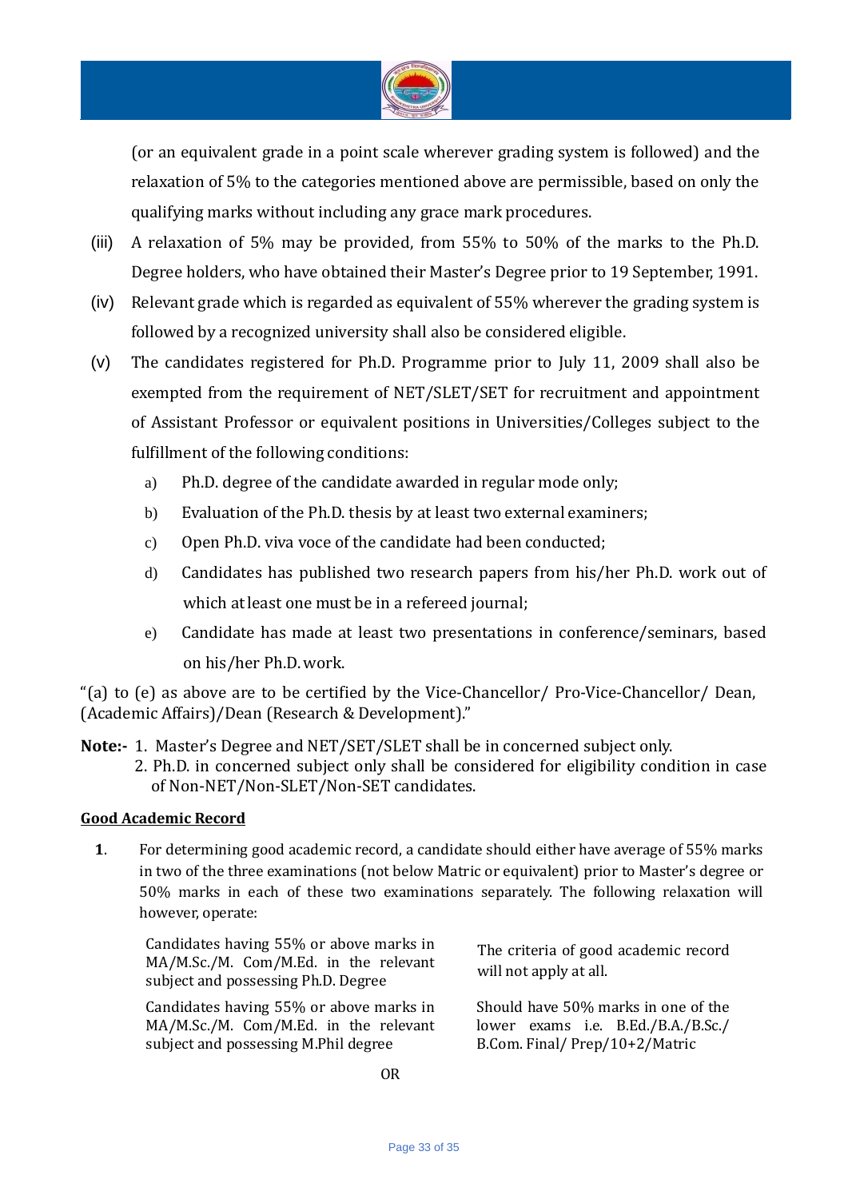(or an equivalent grade in a point scale wherever grading system is followed) and the relaxation of 5% to the categories mentioned above are permissible, based on only the qualifying marks without including any grace mark procedures.

(iii) A relaxation of 5% may be provided, from 55% to 50% of the marks to the Ph.D. Degree holders, who have obtained their Master's Degree prior to 19 September, 1991.

(iv) Relevant grade which is regarded as equivalent of 55% wherever the grading system is followed by a recognized university shall also be considered eligible.

(v) The candidates registered for Ph.D. Programme prior to July 11, 2009 shall also be exempted from the requirement of NET/SLET/SET for recruitment and appointment of Assistant Professor or equivalent positions in Universities/Colleges subject to the fulfillment of the following conditions:

a) Ph.D. degree of the candidate awarded in regular mode only;

b) Evaluation of the Ph.D. thesis by at least two external examiners;

c) Open Ph.D. viva voce of the candidate had been conducted;

d) Candidates has published two research papers from his/her Ph.D. work out of which at least one must be in a refereed journal;

e) Candidate has made at least two presentations in conference/seminars, based on his/her Ph.D. work.

"(a) to (e) as above are to be certified by the Vice-Chancellor/ Pro-Vice-Chancellor/ Dean, (Academic Affairs)/Dean (Research & Development)."

**Note:-** 1. Master's Degree and NET/SET/SLET shall be in concerned subject only.
2. Ph.D. in concerned subject only shall be considered for eligibility condition in case of Non-NET/Non-SLET/Non-SET candidates.

**Good Academic Record**

**1**. For determining good academic record, a candidate should either have average of 55% marks in two of the three examinations (not below Matric or equivalent) prior to Master's degree or 50% marks in each of these two examinations separately. The following relaxation will however, operate:

| | |
|---|---|
| Candidates having 55% or above marks in MA/M.Sc./M. Com/M.Ed. in the relevant subject and possessing Ph.D. Degree | The criteria of good academic record will not apply at all. |
| Candidates having 55% or above marks in MA/M.Sc./M. Com/M.Ed. in the relevant subject and possessing M.Phil degree | Should have 50% marks in one of the lower exams i.e. B.Ed./B.A./B.Sc./ B.Com. Final/ Prep/10+2/Matric |

OR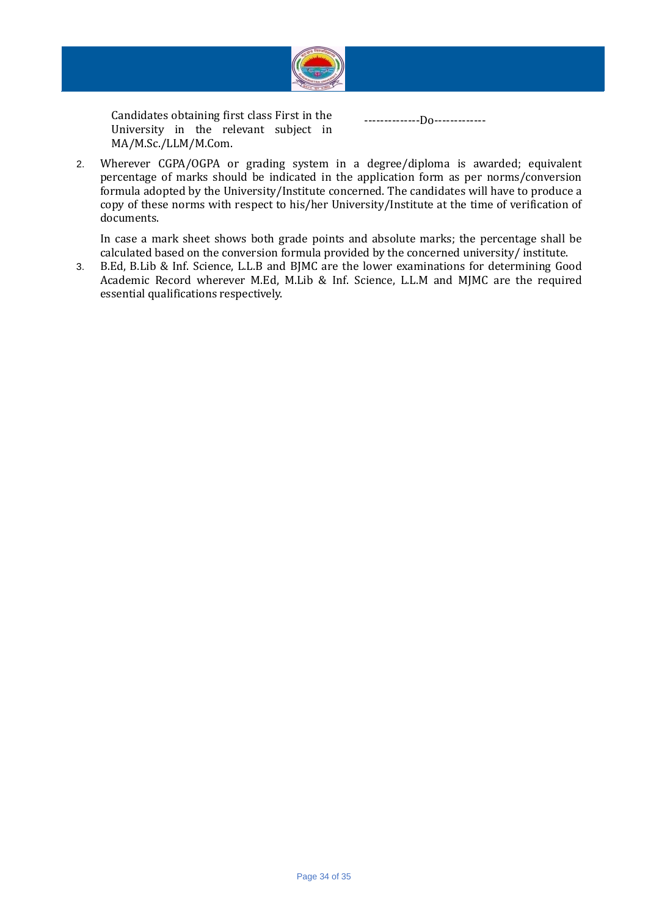| | |
|---|---|
| Candidates obtaining first class First in the University in the relevant subject in MA/M.Sc./LLM/M.Com. | --------------Do------------- |

2. Wherever CGPA/OGPA or grading system in a degree/diploma is awarded; equivalent percentage of marks should be indicated in the application form as per norms/conversion formula adopted by the University/Institute concerned. The candidates will have to produce a copy of these norms with respect to his/her University/Institute at the time of verification of documents.

   In case a mark sheet shows both grade points and absolute marks; the percentage shall be calculated based on the conversion formula provided by the concerned university/ institute.

3. B.Ed, B.Lib & Inf. Science, L.L.B and BJMC are the lower examinations for determining Good Academic Record wherever M.Ed, M.Lib & Inf. Science, L.L.M and MJMC are the required essential qualifications respectively.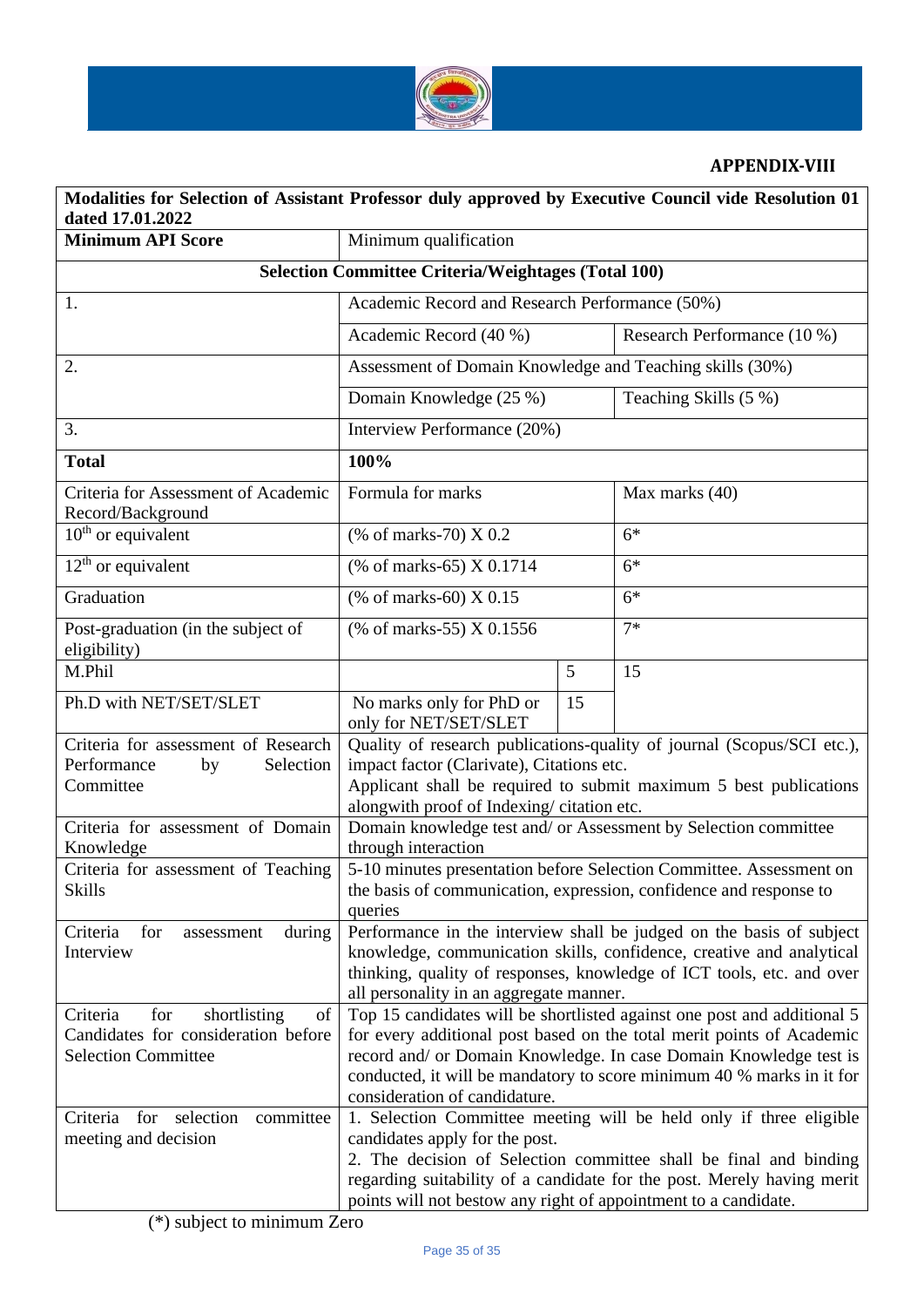**APPENDIX-VIII**

| **Modalities for Selection of Assistant Professor duly approved by Executive Council vide Resolution 01 dated 17.01.2022** | | | |
|---|---|---|---|
| **Minimum API Score** | Minimum qualification | | |
| **Selection Committee Criteria/Weightages (Total 100)** | | | |
| 1. | Academic Record and Research Performance (50%) | | |
| | Academic Record (40 %) | | Research Performance (10 %) |
| 2. | Assessment of Domain Knowledge and Teaching skills (30%) | | |
| | Domain Knowledge (25 %) | | Teaching Skills (5 %) |
| 3. | Interview Performance (20%) | | |
| **Total** | **100%** | | |
| Criteria for Assessment of Academic Record/Background | Formula for marks | | Max marks (40) |
| $10^{th}$ or equivalent | (% of marks-70) X 0.2 | | 6* |
| $12^{th}$ or equivalent | (% of marks-65) X 0.1714 | | 6* |
| Graduation | (% of marks-60) X 0.15 | | 6* |
| Post-graduation (in the subject of eligibility) | (% of marks-55) X 0.1556 | | 7* |
| M.Phil | | 5 | 15 |
| Ph.D with NET/SET/SLET | No marks only for PhD or only for NET/SET/SLET | 15 | |
| Criteria for assessment of Research Performance by Selection Committee | Quality of research publications-quality of journal (Scopus/SCI etc.), impact factor (Clarivate), Citations etc. Applicant shall be required to submit maximum 5 best publications alongwith proof of Indexing/ citation etc. | | |
| Criteria for assessment of Domain Knowledge | Domain knowledge test and/ or Assessment by Selection committee through interaction | | |
| Criteria for assessment of Teaching Skills | 5-10 minutes presentation before Selection Committee. Assessment on the basis of communication, expression, confidence and response to queries | | |
| Criteria for assessment during Interview | Performance in the interview shall be judged on the basis of subject knowledge, communication skills, confidence, creative and analytical thinking, quality of responses, knowledge of ICT tools, etc. and over all personality in an aggregate manner. | | |
| Criteria for shortlisting of Candidates for consideration before Selection Committee | Top 15 candidates will be shortlisted against one post and additional 5 for every additional post based on the total merit points of Academic record and/ or Domain Knowledge. In case Domain Knowledge test is conducted, it will be mandatory to score minimum 40 % marks in it for consideration of candidature. | | |
| Criteria for selection committee meeting and decision | 1. Selection Committee meeting will be held only if three eligible candidates apply for the post. 2. The decision of Selection committee shall be final and binding regarding suitability of a candidate for the post. Merely having merit points will not bestow any right of appointment to a candidate. | | |

(*) subject to minimum Zero